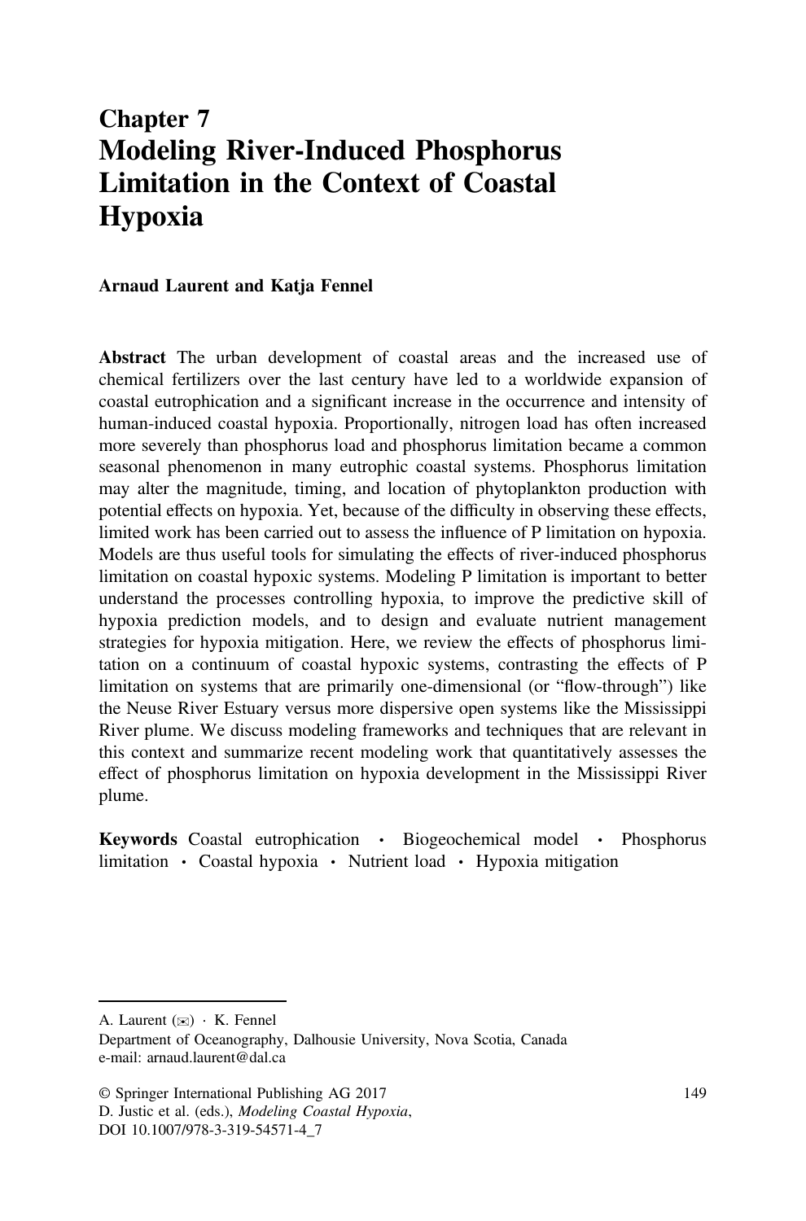# Chapter 7
# Modeling River-Induced Phosphorus Limitation in the Context of Coastal Hypoxia

**Arnaud Laurent and Katja Fennel**

**Abstract** The urban development of coastal areas and the increased use of chemical fertilizers over the last century have led to a worldwide expansion of coastal eutrophication and a significant increase in the occurrence and intensity of human-induced coastal hypoxia. Proportionally, nitrogen load has often increased more severely than phosphorus load and phosphorus limitation became a common seasonal phenomenon in many eutrophic coastal systems. Phosphorus limitation may alter the magnitude, timing, and location of phytoplankton production with potential effects on hypoxia. Yet, because of the difficulty in observing these effects, limited work has been carried out to assess the influence of P limitation on hypoxia. Models are thus useful tools for simulating the effects of river-induced phosphorus limitation on coastal hypoxic systems. Modeling P limitation is important to better understand the processes controlling hypoxia, to improve the predictive skill of hypoxia prediction models, and to design and evaluate nutrient management strategies for hypoxia mitigation. Here, we review the effects of phosphorus limitation on a continuum of coastal hypoxic systems, contrasting the effects of P limitation on systems that are primarily one-dimensional (or "flow-through") like the Neuse River Estuary versus more dispersive open systems like the Mississippi River plume. We discuss modeling frameworks and techniques that are relevant in this context and summarize recent modeling work that quantitatively assesses the effect of phosphorus limitation on hypoxia development in the Mississippi River plume.

**Keywords** Coastal eutrophication · Biogeochemical model · Phosphorus limitation · Coastal hypoxia · Nutrient load · Hypoxia mitigation

---

A. Laurent (✉) · K. Fennel
Department of Oceanography, Dalhousie University, Nova Scotia, Canada
e-mail: arnaud.laurent@dal.ca

© Springer International Publishing AG 2017
D. Justic et al. (eds.), *Modeling Coastal Hypoxia*,
DOI 10.1007/978-3-319-54571-4_7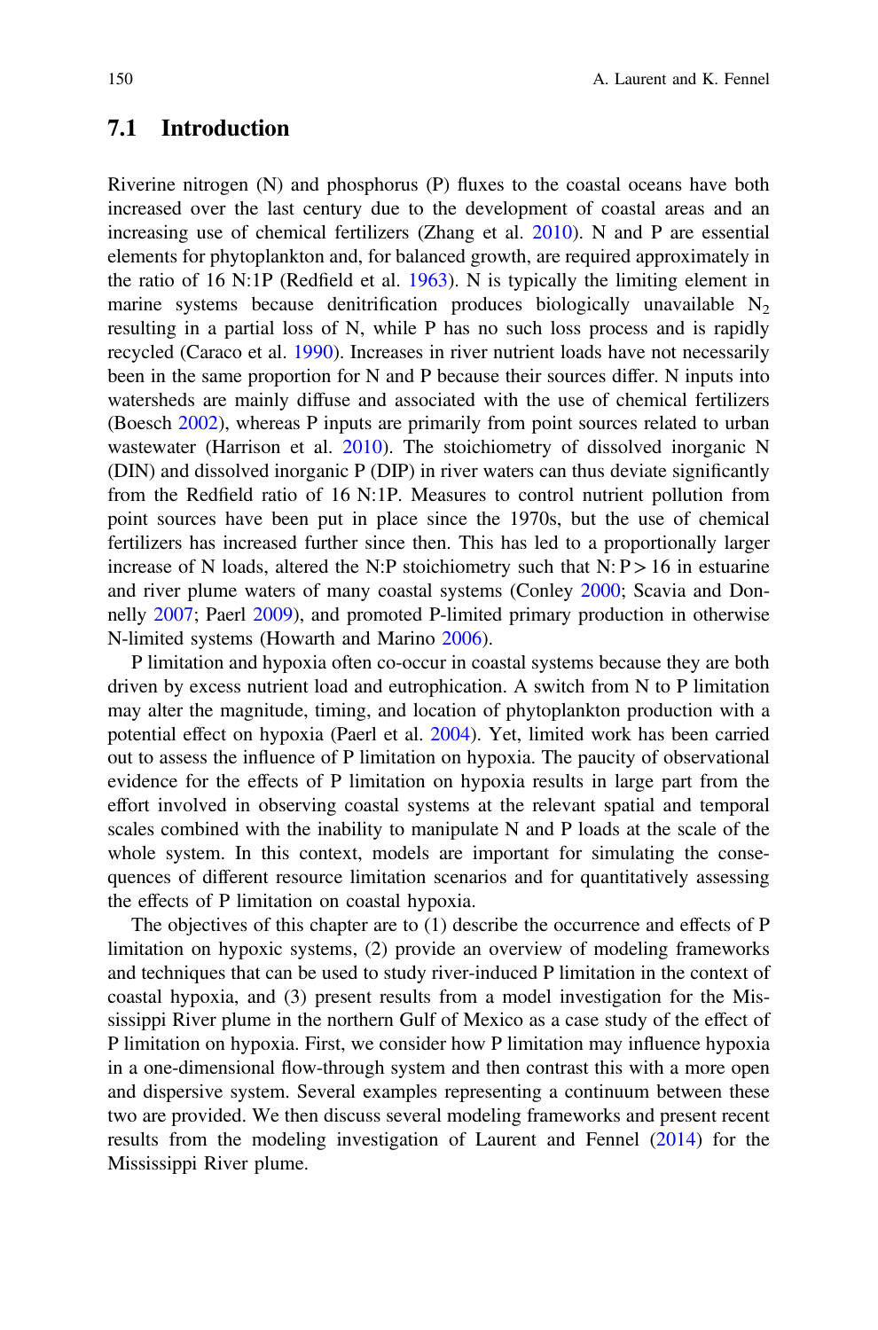## 7.1 Introduction

Riverine nitrogen (N) and phosphorus (P) fluxes to the coastal oceans have both increased over the last century due to the development of coastal areas and an increasing use of chemical fertilizers (Zhang et al. 2010). N and P are essential elements for phytoplankton and, for balanced growth, are required approximately in the ratio of 16 N:1P (Redfield et al. 1963). N is typically the limiting element in marine systems because denitrification produces biologically unavailable $N_2$ resulting in a partial loss of N, while P has no such loss process and is rapidly recycled (Caraco et al. 1990). Increases in river nutrient loads have not necessarily been in the same proportion for N and P because their sources differ. N inputs into watersheds are mainly diffuse and associated with the use of chemical fertilizers (Boesch 2002), whereas P inputs are primarily from point sources related to urban wastewater (Harrison et al. 2010). The stoichiometry of dissolved inorganic N (DIN) and dissolved inorganic P (DIP) in river waters can thus deviate significantly from the Redfield ratio of 16 N:1P. Measures to control nutrient pollution from point sources have been put in place since the 1970s, but the use of chemical fertilizers has increased further since then. This has led to a proportionally larger increase of N loads, altered the N:P stoichiometry such that $N:P > 16$ in estuarine and river plume waters of many coastal systems (Conley 2000; Scavia and Donnelly 2007; Paerl 2009), and promoted P-limited primary production in otherwise N-limited systems (Howarth and Marino 2006).

P limitation and hypoxia often co-occur in coastal systems because they are both driven by excess nutrient load and eutrophication. A switch from N to P limitation may alter the magnitude, timing, and location of phytoplankton production with a potential effect on hypoxia (Paerl et al. 2004). Yet, limited work has been carried out to assess the influence of P limitation on hypoxia. The paucity of observational evidence for the effects of P limitation on hypoxia results in large part from the effort involved in observing coastal systems at the relevant spatial and temporal scales combined with the inability to manipulate N and P loads at the scale of the whole system. In this context, models are important for simulating the consequences of different resource limitation scenarios and for quantitatively assessing the effects of P limitation on coastal hypoxia.

The objectives of this chapter are to (1) describe the occurrence and effects of P limitation on hypoxic systems, (2) provide an overview of modeling frameworks and techniques that can be used to study river-induced P limitation in the context of coastal hypoxia, and (3) present results from a model investigation for the Mississippi River plume in the northern Gulf of Mexico as a case study of the effect of P limitation on hypoxia. First, we consider how P limitation may influence hypoxia in a one-dimensional flow-through system and then contrast this with a more open and dispersive system. Several examples representing a continuum between these two are provided. We then discuss several modeling frameworks and present recent results from the modeling investigation of Laurent and Fennel (2014) for the Mississippi River plume.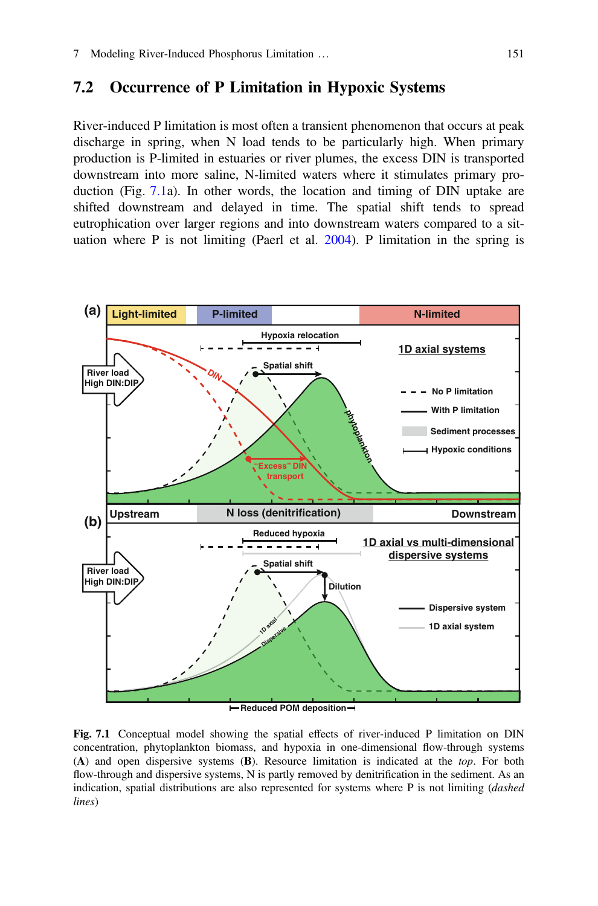## 7.2 Occurrence of P Limitation in Hypoxic Systems

River-induced P limitation is most often a transient phenomenon that occurs at peak discharge in spring, when N load tends to be particularly high. When primary production is P-limited in estuaries or river plumes, the excess DIN is transported downstream into more saline, N-limited waters where it stimulates primary production (Fig. 7.1a). In other words, the location and timing of DIN uptake are shifted downstream and delayed in time. The spatial shift tends to spread eutrophication over larger regions and into downstream waters compared to a situation where P is not limiting (Paerl et al. 2004). P limitation in the spring is

**Fig. 7.1** Conceptual model showing the spatial effects of river-induced P limitation on DIN concentration, phytoplankton biomass, and hypoxia in one-dimensional flow-through systems (**A**) and open dispersive systems (**B**). Resource limitation is indicated at the *top*. For both flow-through and dispersive systems, N is partly removed by denitrification in the sediment. As an indication, spatial distributions are also represented for systems where P is not limiting (*dashed lines*)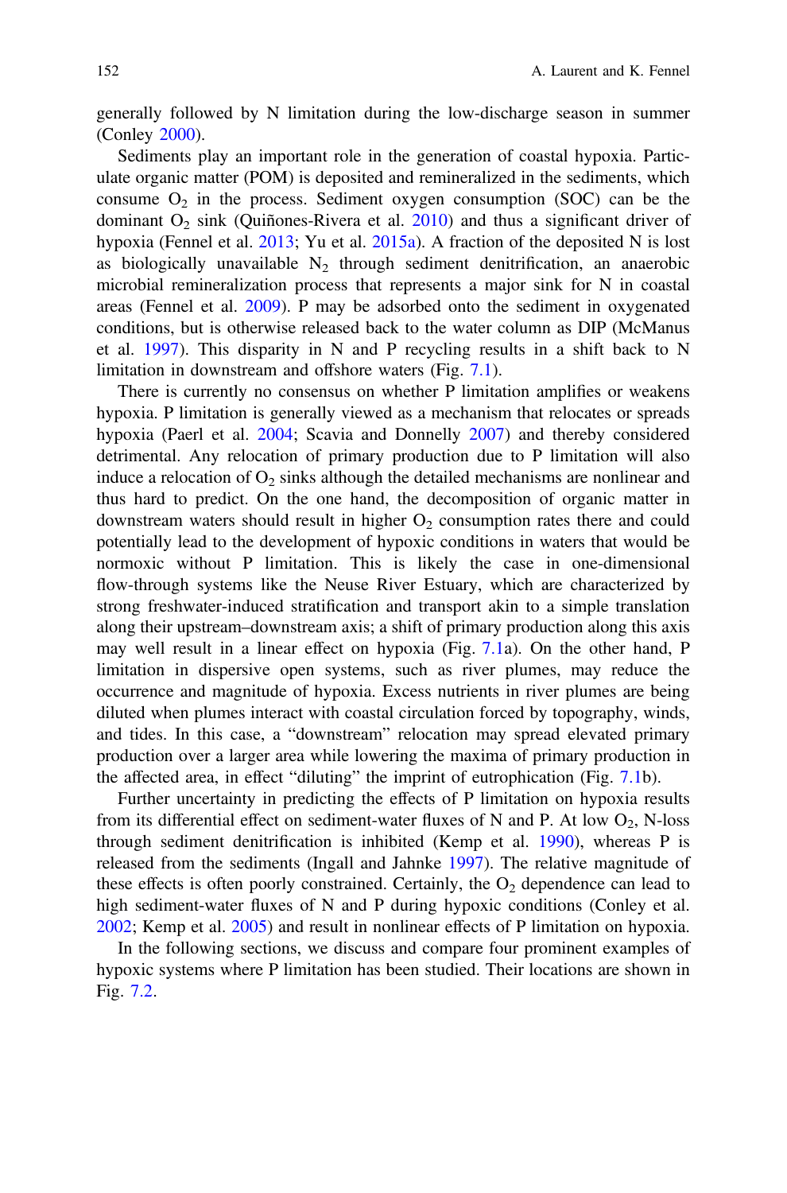generally followed by N limitation during the low-discharge season in summer (Conley 2000).

Sediments play an important role in the generation of coastal hypoxia. Particulate organic matter (POM) is deposited and remineralized in the sediments, which consume $O_2$ in the process. Sediment oxygen consumption (SOC) can be the dominant $O_2$ sink (Quiñones-Rivera et al. 2010) and thus a significant driver of hypoxia (Fennel et al. 2013; Yu et al. 2015a). A fraction of the deposited N is lost as biologically unavailable $N_2$ through sediment denitrification, an anaerobic microbial remineralization process that represents a major sink for N in coastal areas (Fennel et al. 2009). P may be adsorbed onto the sediment in oxygenated conditions, but is otherwise released back to the water column as DIP (McManus et al. 1997). This disparity in N and P recycling results in a shift back to N limitation in downstream and offshore waters (Fig. 7.1).

There is currently no consensus on whether P limitation amplifies or weakens hypoxia. P limitation is generally viewed as a mechanism that relocates or spreads hypoxia (Paerl et al. 2004; Scavia and Donnelly 2007) and thereby considered detrimental. Any relocation of primary production due to P limitation will also induce a relocation of $O_2$ sinks although the detailed mechanisms are nonlinear and thus hard to predict. On the one hand, the decomposition of organic matter in downstream waters should result in higher $O_2$ consumption rates there and could potentially lead to the development of hypoxic conditions in waters that would be normoxic without P limitation. This is likely the case in one-dimensional flow-through systems like the Neuse River Estuary, which are characterized by strong freshwater-induced stratification and transport akin to a simple translation along their upstream–downstream axis; a shift of primary production along this axis may well result in a linear effect on hypoxia (Fig. 7.1a). On the other hand, P limitation in dispersive open systems, such as river plumes, may reduce the occurrence and magnitude of hypoxia. Excess nutrients in river plumes are being diluted when plumes interact with coastal circulation forced by topography, winds, and tides. In this case, a "downstream" relocation may spread elevated primary production over a larger area while lowering the maxima of primary production in the affected area, in effect "diluting" the imprint of eutrophication (Fig. 7.1b).

Further uncertainty in predicting the effects of P limitation on hypoxia results from its differential effect on sediment-water fluxes of N and P. At low $O_2$, N-loss through sediment denitrification is inhibited (Kemp et al. 1990), whereas P is released from the sediments (Ingall and Jahnke 1997). The relative magnitude of these effects is often poorly constrained. Certainly, the $O_2$ dependence can lead to high sediment-water fluxes of N and P during hypoxic conditions (Conley et al. 2002; Kemp et al. 2005) and result in nonlinear effects of P limitation on hypoxia.

In the following sections, we discuss and compare four prominent examples of hypoxic systems where P limitation has been studied. Their locations are shown in Fig. 7.2.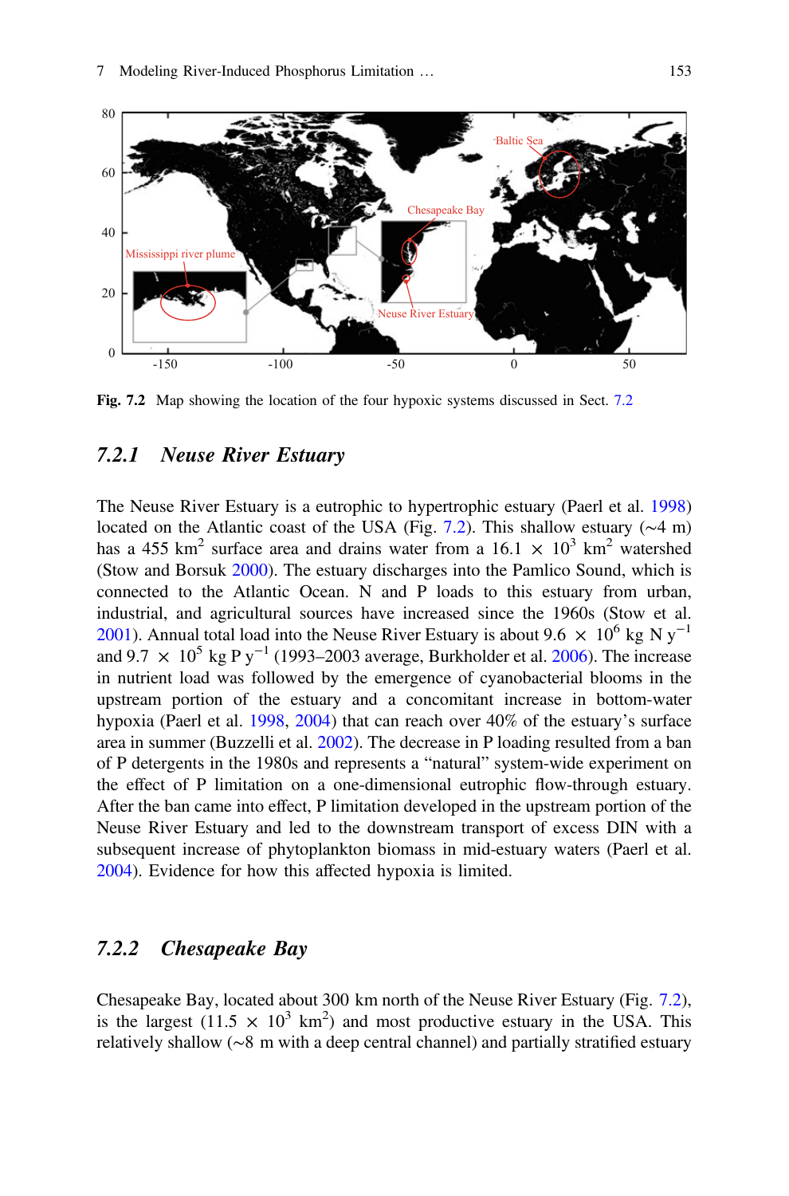Fig. 7.2 Map showing the location of the four hypoxic systems discussed in Sect. 7.2

### 7.2.1 Neuse River Estuary

The Neuse River Estuary is a eutrophic to hypertrophic estuary (Paerl et al. 1998) located on the Atlantic coast of the USA (Fig. 7.2). This shallow estuary (~4 m) has a 455 $km^2$ surface area and drains water from a 16.1 × $10^3$ $km^2$ watershed (Stow and Borsuk 2000). The estuary discharges into the Pamlico Sound, which is connected to the Atlantic Ocean. N and P loads to this estuary from urban, industrial, and agricultural sources have increased since the 1960s (Stow et al. 2001). Annual total load into the Neuse River Estuary is about 9.6 × $10^6$ kg N $y^{-1}$ and 9.7 × $10^5$ kg P $y^{-1}$ (1993–2003 average, Burkholder et al. 2006). The increase in nutrient load was followed by the emergence of cyanobacterial blooms in the upstream portion of the estuary and a concomitant increase in bottom-water hypoxia (Paerl et al. 1998, 2004) that can reach over 40% of the estuary's surface area in summer (Buzzelli et al. 2002). The decrease in P loading resulted from a ban of P detergents in the 1980s and represents a "natural" system-wide experiment on the effect of P limitation on a one-dimensional eutrophic flow-through estuary. After the ban came into effect, P limitation developed in the upstream portion of the Neuse River Estuary and led to the downstream transport of excess DIN with a subsequent increase of phytoplankton biomass in mid-estuary waters (Paerl et al. 2004). Evidence for how this affected hypoxia is limited.

### 7.2.2 Chesapeake Bay

Chesapeake Bay, located about 300 km north of the Neuse River Estuary (Fig. 7.2), is the largest (11.5 × $10^3$ $km^2$) and most productive estuary in the USA. This relatively shallow (~8 m with a deep central channel) and partially stratified estuary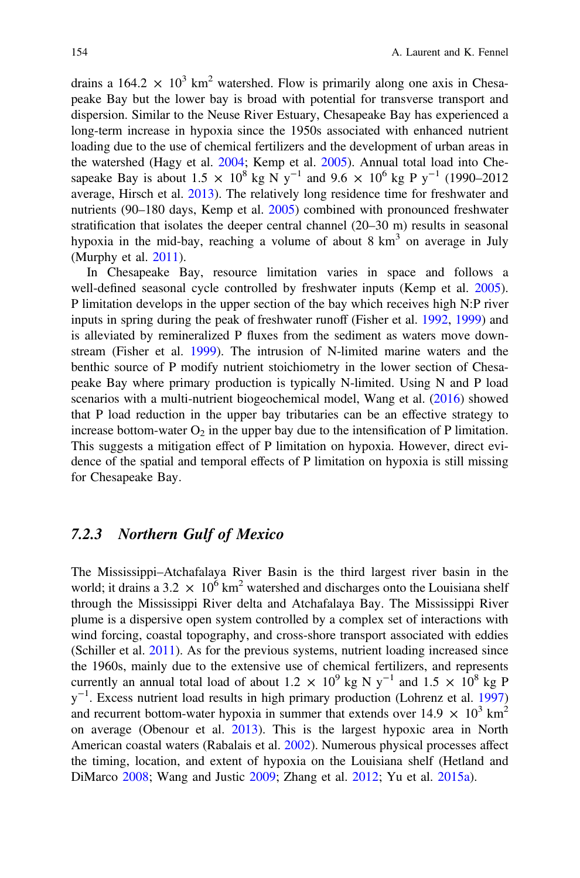drains a $164.2 \times 10^3$ km$^2$ watershed. Flow is primarily along one axis in Chesapeake Bay but the lower bay is broad with potential for transverse transport and dispersion. Similar to the Neuse River Estuary, Chesapeake Bay has experienced a long-term increase in hypoxia since the 1950s associated with enhanced nutrient loading due to the use of chemical fertilizers and the development of urban areas in the watershed (Hagy et al. 2004; Kemp et al. 2005). Annual total load into Chesapeake Bay is about $1.5 \times 10^8$ kg N y$^{-1}$ and $9.6 \times 10^6$ kg P y$^{-1}$ (1990–2012 average, Hirsch et al. 2013). The relatively long residence time for freshwater and nutrients (90–180 days, Kemp et al. 2005) combined with pronounced freshwater stratification that isolates the deeper central channel (20–30 m) results in seasonal hypoxia in the mid-bay, reaching a volume of about 8 km$^3$ on average in July (Murphy et al. 2011).

In Chesapeake Bay, resource limitation varies in space and follows a well-defined seasonal cycle controlled by freshwater inputs (Kemp et al. 2005). P limitation develops in the upper section of the bay which receives high N:P river inputs in spring during the peak of freshwater runoff (Fisher et al. 1992, 1999) and is alleviated by remineralized P fluxes from the sediment as waters move downstream (Fisher et al. 1999). The intrusion of N-limited marine waters and the benthic source of P modify nutrient stoichiometry in the lower section of Chesapeake Bay where primary production is typically N-limited. Using N and P load scenarios with a multi-nutrient biogeochemical model, Wang et al. (2016) showed that P load reduction in the upper bay tributaries can be an effective strategy to increase bottom-water $O_2$ in the upper bay due to the intensification of P limitation. This suggests a mitigation effect of P limitation on hypoxia. However, direct evidence of the spatial and temporal effects of P limitation on hypoxia is still missing for Chesapeake Bay.

### *7.2.3 Northern Gulf of Mexico*

The Mississippi–Atchafalaya River Basin is the third largest river basin in the world; it drains a $3.2 \times 10^6$ km$^2$ watershed and discharges onto the Louisiana shelf through the Mississippi River delta and Atchafalaya Bay. The Mississippi River plume is a dispersive open system controlled by a complex set of interactions with wind forcing, coastal topography, and cross-shore transport associated with eddies (Schiller et al. 2011). As for the previous systems, nutrient loading increased since the 1960s, mainly due to the extensive use of chemical fertilizers, and represents currently an annual total load of about $1.2 \times 10^9$ kg N y$^{-1}$ and $1.5 \times 10^8$ kg P y$^{-1}$. Excess nutrient load results in high primary production (Lohrenz et al. 1997) and recurrent bottom-water hypoxia in summer that extends over $14.9 \times 10^3$ km$^2$ on average (Obenour et al. 2013). This is the largest hypoxic area in North American coastal waters (Rabalais et al. 2002). Numerous physical processes affect the timing, location, and extent of hypoxia on the Louisiana shelf (Hetland and DiMarco 2008; Wang and Justic 2009; Zhang et al. 2012; Yu et al. 2015a).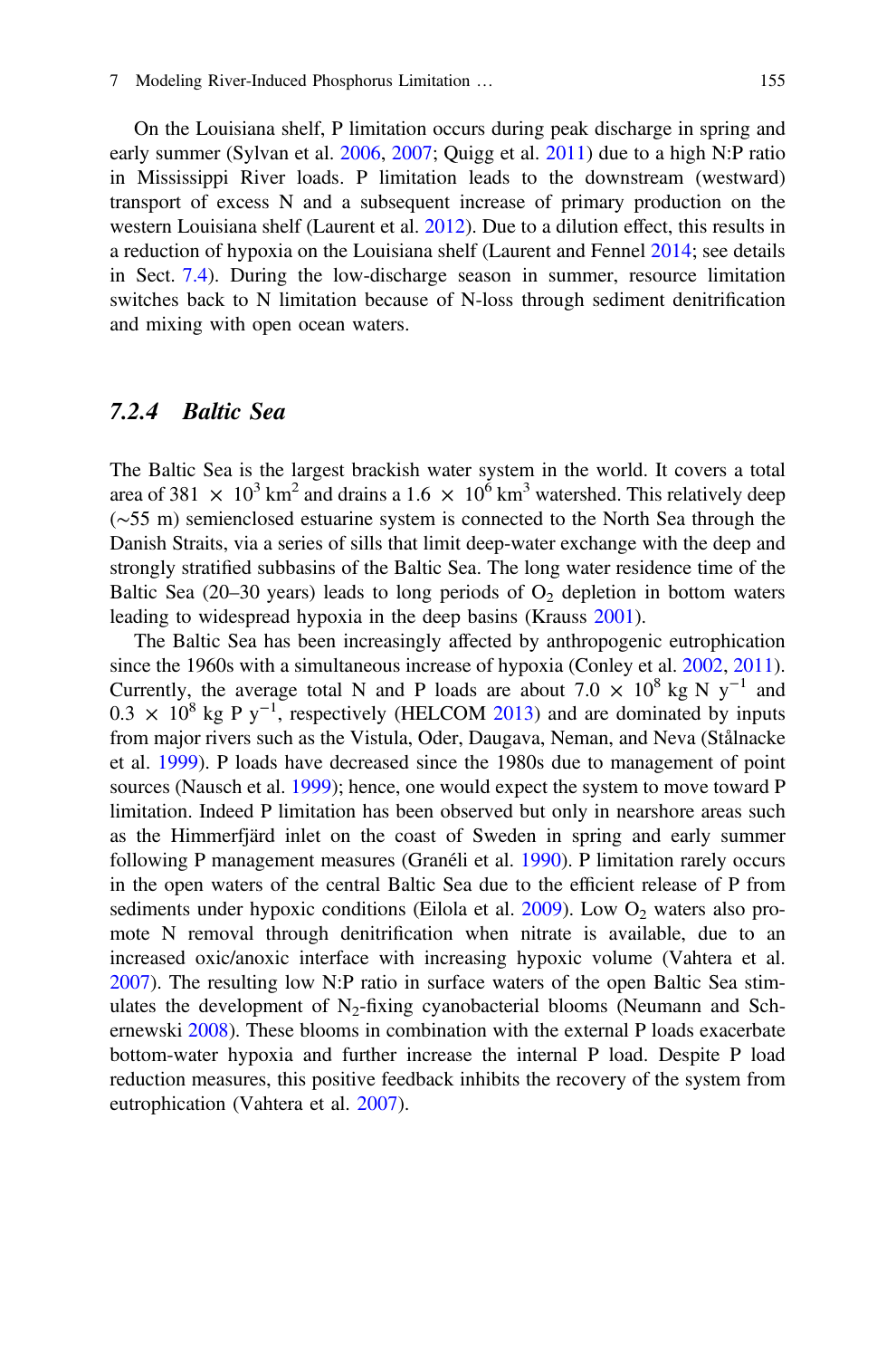On the Louisiana shelf, P limitation occurs during peak discharge in spring and early summer (Sylvan et al. 2006, 2007; Quigg et al. 2011) due to a high N:P ratio in Mississippi River loads. P limitation leads to the downstream (westward) transport of excess N and a subsequent increase of primary production on the western Louisiana shelf (Laurent et al. 2012). Due to a dilution effect, this results in a reduction of hypoxia on the Louisiana shelf (Laurent and Fennel 2014; see details in Sect. 7.4). During the low-discharge season in summer, resource limitation switches back to N limitation because of N-loss through sediment denitrification and mixing with open ocean waters.

### 7.2.4 *Baltic Sea*

The Baltic Sea is the largest brackish water system in the world. It covers a total area of $381 \times 10^3$ km$^2$ and drains a $1.6 \times 10^6$ km$^3$ watershed. This relatively deep (~55 m) semienclosed estuarine system is connected to the North Sea through the Danish Straits, via a series of sills that limit deep-water exchange with the deep and strongly stratified subbasins of the Baltic Sea. The long water residence time of the Baltic Sea (20–30 years) leads to long periods of $O_2$ depletion in bottom waters leading to widespread hypoxia in the deep basins (Krauss 2001).

The Baltic Sea has been increasingly affected by anthropogenic eutrophication since the 1960s with a simultaneous increase of hypoxia (Conley et al. 2002, 2011). Currently, the average total N and P loads are about $7.0 \times 10^8$ kg N y$^{-1}$ and $0.3 \times 10^8$ kg P y$^{-1}$, respectively (HELCOM 2013) and are dominated by inputs from major rivers such as the Vistula, Oder, Daugava, Neman, and Neva (Stålnacke et al. 1999). P loads have decreased since the 1980s due to management of point sources (Nausch et al. 1999); hence, one would expect the system to move toward P limitation. Indeed P limitation has been observed but only in nearshore areas such as the Himmerfjärd inlet on the coast of Sweden in spring and early summer following P management measures (Granéli et al. 1990). P limitation rarely occurs in the open waters of the central Baltic Sea due to the efficient release of P from sediments under hypoxic conditions (Eilola et al. 2009). Low $O_2$ waters also promote N removal through denitrification when nitrate is available, due to an increased oxic/anoxic interface with increasing hypoxic volume (Vahtera et al. 2007). The resulting low N:P ratio in surface waters of the open Baltic Sea stimulates the development of $N_2$-fixing cyanobacterial blooms (Neumann and Schernewski 2008). These blooms in combination with the external P loads exacerbate bottom-water hypoxia and further increase the internal P load. Despite P load reduction measures, this positive feedback inhibits the recovery of the system from eutrophication (Vahtera et al. 2007).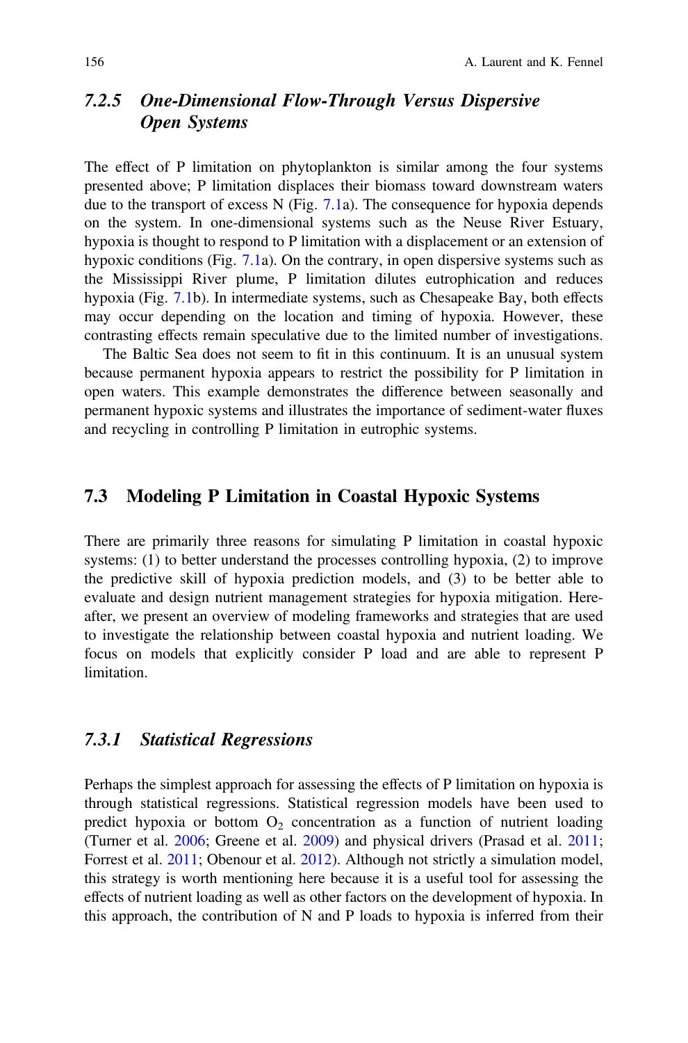### *7.2.5 One-Dimensional Flow-Through Versus Dispersive Open Systems*

The effect of P limitation on phytoplankton is similar among the four systems presented above; P limitation displaces their biomass toward downstream waters due to the transport of excess N (Fig. 7.1a). The consequence for hypoxia depends on the system. In one-dimensional systems such as the Neuse River Estuary, hypoxia is thought to respond to P limitation with a displacement or an extension of hypoxic conditions (Fig. 7.1a). On the contrary, in open dispersive systems such as the Mississippi River plume, P limitation dilutes eutrophication and reduces hypoxia (Fig. 7.1b). In intermediate systems, such as Chesapeake Bay, both effects may occur depending on the location and timing of hypoxia. However, these contrasting effects remain speculative due to the limited number of investigations.

The Baltic Sea does not seem to fit in this continuum. It is an unusual system because permanent hypoxia appears to restrict the possibility for P limitation in open waters. This example demonstrates the difference between seasonally and permanent hypoxic systems and illustrates the importance of sediment-water fluxes and recycling in controlling P limitation in eutrophic systems.

## 7.3 Modeling P Limitation in Coastal Hypoxic Systems

There are primarily three reasons for simulating P limitation in coastal hypoxic systems: (1) to better understand the processes controlling hypoxia, (2) to improve the predictive skill of hypoxia prediction models, and (3) to be better able to evaluate and design nutrient management strategies for hypoxia mitigation. Hereafter, we present an overview of modeling frameworks and strategies that are used to investigate the relationship between coastal hypoxia and nutrient loading. We focus on models that explicitly consider P load and are able to represent P limitation.

### *7.3.1 Statistical Regressions*

Perhaps the simplest approach for assessing the effects of P limitation on hypoxia is through statistical regressions. Statistical regression models have been used to predict hypoxia or bottom $O_2$ concentration as a function of nutrient loading (Turner et al. 2006; Greene et al. 2009) and physical drivers (Prasad et al. 2011; Forrest et al. 2011; Obenour et al. 2012). Although not strictly a simulation model, this strategy is worth mentioning here because it is a useful tool for assessing the effects of nutrient loading as well as other factors on the development of hypoxia. In this approach, the contribution of N and P loads to hypoxia is inferred from their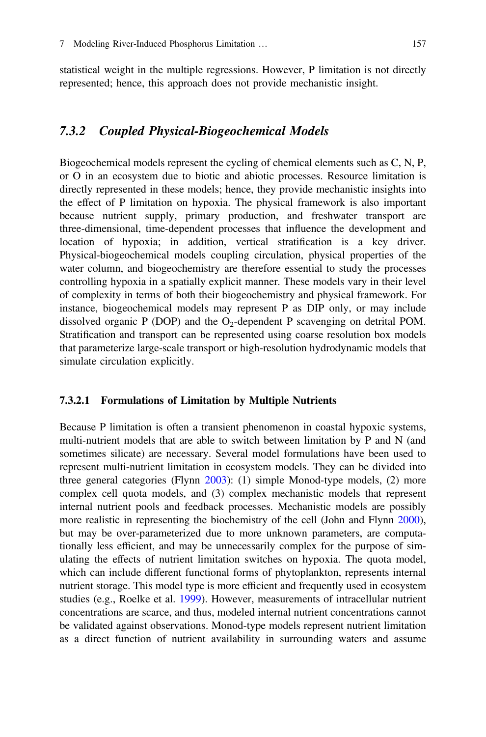statistical weight in the multiple regressions. However, P limitation is not directly represented; hence, this approach does not provide mechanistic insight.

## *7.3.2 Coupled Physical-Biogeochemical Models*

Biogeochemical models represent the cycling of chemical elements such as C, N, P, or O in an ecosystem due to biotic and abiotic processes. Resource limitation is directly represented in these models; hence, they provide mechanistic insights into the effect of P limitation on hypoxia. The physical framework is also important because nutrient supply, primary production, and freshwater transport are three-dimensional, time-dependent processes that influence the development and location of hypoxia; in addition, vertical stratification is a key driver. Physical-biogeochemical models coupling circulation, physical properties of the water column, and biogeochemistry are therefore essential to study the processes controlling hypoxia in a spatially explicit manner. These models vary in their level of complexity in terms of both their biogeochemistry and physical framework. For instance, biogeochemical models may represent P as DIP only, or may include dissolved organic P (DOP) and the $O_2$-dependent P scavenging on detrital POM. Stratification and transport can be represented using coarse resolution box models that parameterize large-scale transport or high-resolution hydrodynamic models that simulate circulation explicitly.

### 7.3.2.1 Formulations of Limitation by Multiple Nutrients

Because P limitation is often a transient phenomenon in coastal hypoxic systems, multi-nutrient models that are able to switch between limitation by P and N (and sometimes silicate) are necessary. Several model formulations have been used to represent multi-nutrient limitation in ecosystem models. They can be divided into three general categories (Flynn 2003): (1) simple Monod-type models, (2) more complex cell quota models, and (3) complex mechanistic models that represent internal nutrient pools and feedback processes. Mechanistic models are possibly more realistic in representing the biochemistry of the cell (John and Flynn 2000), but may be over-parameterized due to more unknown parameters, are computationally less efficient, and may be unnecessarily complex for the purpose of simulating the effects of nutrient limitation switches on hypoxia. The quota model, which can include different functional forms of phytoplankton, represents internal nutrient storage. This model type is more efficient and frequently used in ecosystem studies (e.g., Roelke et al. 1999). However, measurements of intracellular nutrient concentrations are scarce, and thus, modeled internal nutrient concentrations cannot be validated against observations. Monod-type models represent nutrient limitation as a direct function of nutrient availability in surrounding waters and assume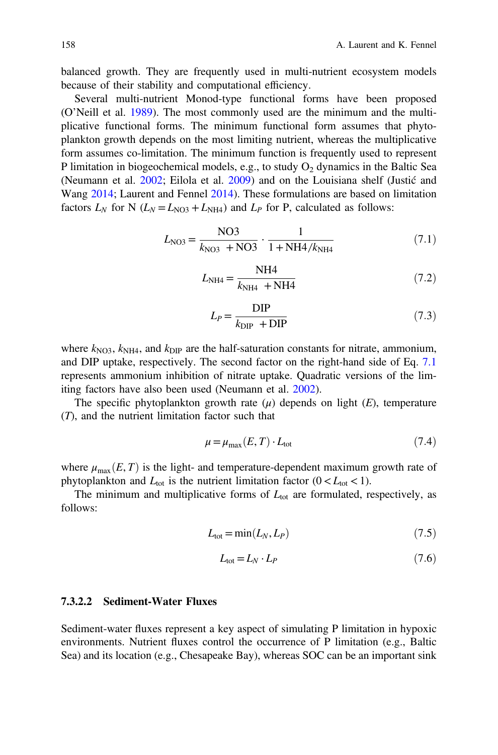balanced growth. They are frequently used in multi-nutrient ecosystem models because of their stability and computational efficiency.

Several multi-nutrient Monod-type functional forms have been proposed (O'Neill et al. 1989). The most commonly used are the minimum and the multiplicative functional forms. The minimum functional form assumes that phytoplankton growth depends on the most limiting nutrient, whereas the multiplicative form assumes co-limitation. The minimum function is frequently used to represent P limitation in biogeochemical models, e.g., to study $O_2$ dynamics in the Baltic Sea (Neumann et al. 2002; Eilola et al. 2009) and on the Louisiana shelf (Justić and Wang 2014; Laurent and Fennel 2014). These formulations are based on limitation factors $L_N$ for N ($L_N = L_{NO3} + L_{NH4}$) and $L_P$ for P, calculated as follows:

$$L_{NO3} = \frac{NO3}{k_{NO3} + NO3} \cdot \frac{1}{1 + NH4/k_{NH4}} \tag{7.1}$$

$$L_{NH4} = \frac{NH4}{k_{NH4} + NH4} \tag{7.2}$$

$$L_P = \frac{DIP}{k_{DIP} + DIP} \tag{7.3}$$

where $k_{NO3}$, $k_{NH4}$, and $k_{DIP}$ are the half-saturation constants for nitrate, ammonium, and DIP uptake, respectively. The second factor on the right-hand side of Eq. 7.1 represents ammonium inhibition of nitrate uptake. Quadratic versions of the limiting factors have also been used (Neumann et al. 2002).

The specific phytoplankton growth rate ($\mu$) depends on light ($E$), temperature ($T$), and the nutrient limitation factor such that

$$\mu = \mu_{max}(E, T) \cdot L_{tot} \tag{7.4}$$

where $\mu_{max}(E, T)$ is the light- and temperature-dependent maximum growth rate of phytoplankton and $L_{tot}$ is the nutrient limitation factor ($0 < L_{tot} < 1$).

The minimum and multiplicative forms of $L_{tot}$ are formulated, respectively, as follows:

$$L_{tot} = \min(L_N, L_P) \tag{7.5}$$

$$L_{tot} = L_N \cdot L_P \tag{7.6}$$

#### 7.3.2.2 Sediment-Water Fluxes

Sediment-water fluxes represent a key aspect of simulating P limitation in hypoxic environments. Nutrient fluxes control the occurrence of P limitation (e.g., Baltic Sea) and its location (e.g., Chesapeake Bay), whereas SOC can be an important sink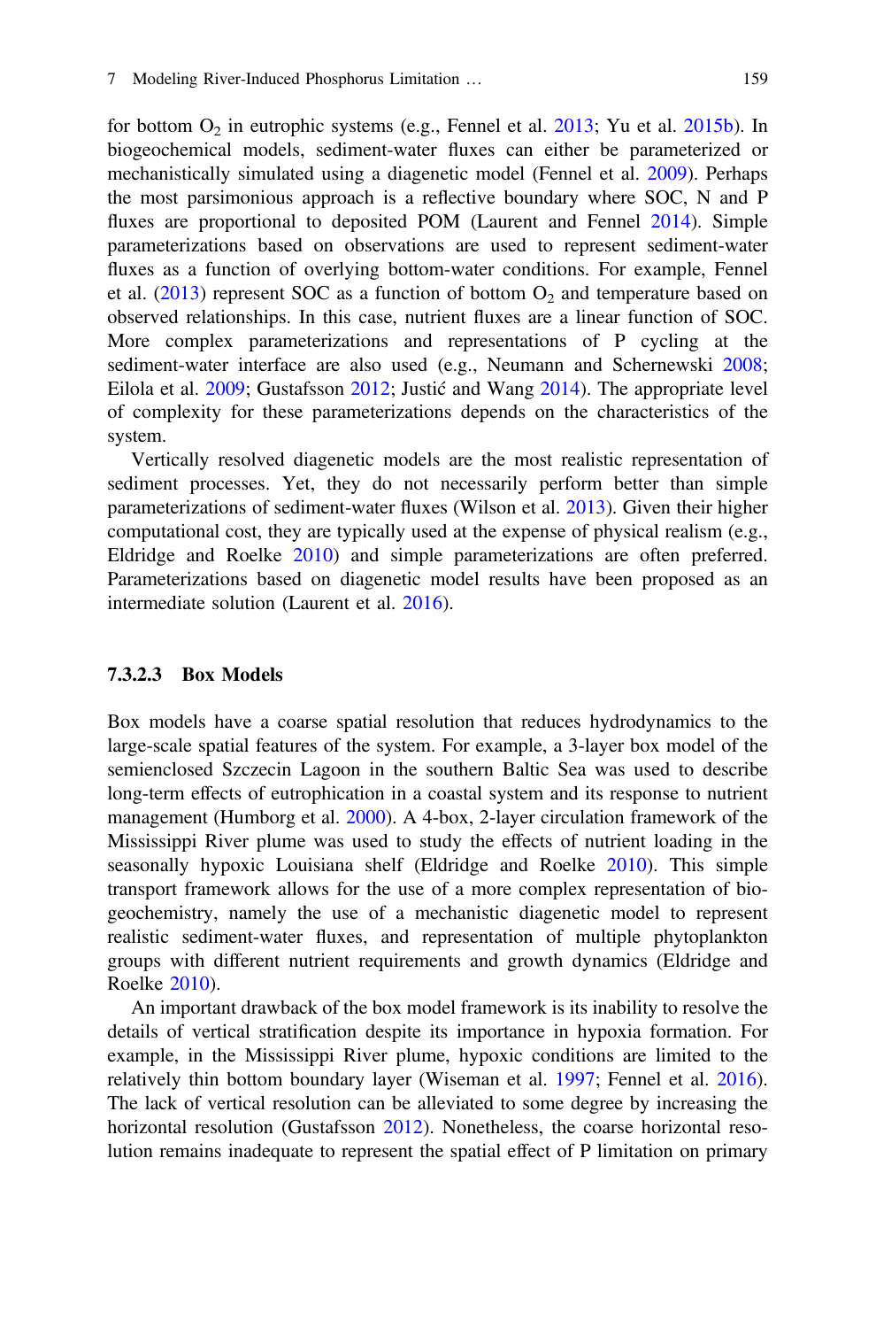for bottom $O_2$ in eutrophic systems (e.g., Fennel et al. 2013; Yu et al. 2015b). In biogeochemical models, sediment-water fluxes can either be parameterized or mechanistically simulated using a diagenetic model (Fennel et al. 2009). Perhaps the most parsimonious approach is a reflective boundary where SOC, N and P fluxes are proportional to deposited POM (Laurent and Fennel 2014). Simple parameterizations based on observations are used to represent sediment-water fluxes as a function of overlying bottom-water conditions. For example, Fennel et al. (2013) represent SOC as a function of bottom $O_2$ and temperature based on observed relationships. In this case, nutrient fluxes are a linear function of SOC. More complex parameterizations and representations of P cycling at the sediment-water interface are also used (e.g., Neumann and Schernewski 2008; Eilola et al. 2009; Gustafsson 2012; Justić and Wang 2014). The appropriate level of complexity for these parameterizations depends on the characteristics of the system.

Vertically resolved diagenetic models are the most realistic representation of sediment processes. Yet, they do not necessarily perform better than simple parameterizations of sediment-water fluxes (Wilson et al. 2013). Given their higher computational cost, they are typically used at the expense of physical realism (e.g., Eldridge and Roelke 2010) and simple parameterizations are often preferred. Parameterizations based on diagenetic model results have been proposed as an intermediate solution (Laurent et al. 2016).

#### 7.3.2.3 Box Models

Box models have a coarse spatial resolution that reduces hydrodynamics to the large-scale spatial features of the system. For example, a 3-layer box model of the semienclosed Szczecin Lagoon in the southern Baltic Sea was used to describe long-term effects of eutrophication in a coastal system and its response to nutrient management (Humborg et al. 2000). A 4-box, 2-layer circulation framework of the Mississippi River plume was used to study the effects of nutrient loading in the seasonally hypoxic Louisiana shelf (Eldridge and Roelke 2010). This simple transport framework allows for the use of a more complex representation of biogeochemistry, namely the use of a mechanistic diagenetic model to represent realistic sediment-water fluxes, and representation of multiple phytoplankton groups with different nutrient requirements and growth dynamics (Eldridge and Roelke 2010).

An important drawback of the box model framework is its inability to resolve the details of vertical stratification despite its importance in hypoxia formation. For example, in the Mississippi River plume, hypoxic conditions are limited to the relatively thin bottom boundary layer (Wiseman et al. 1997; Fennel et al. 2016). The lack of vertical resolution can be alleviated to some degree by increasing the horizontal resolution (Gustafsson 2012). Nonetheless, the coarse horizontal resolution remains inadequate to represent the spatial effect of P limitation on primary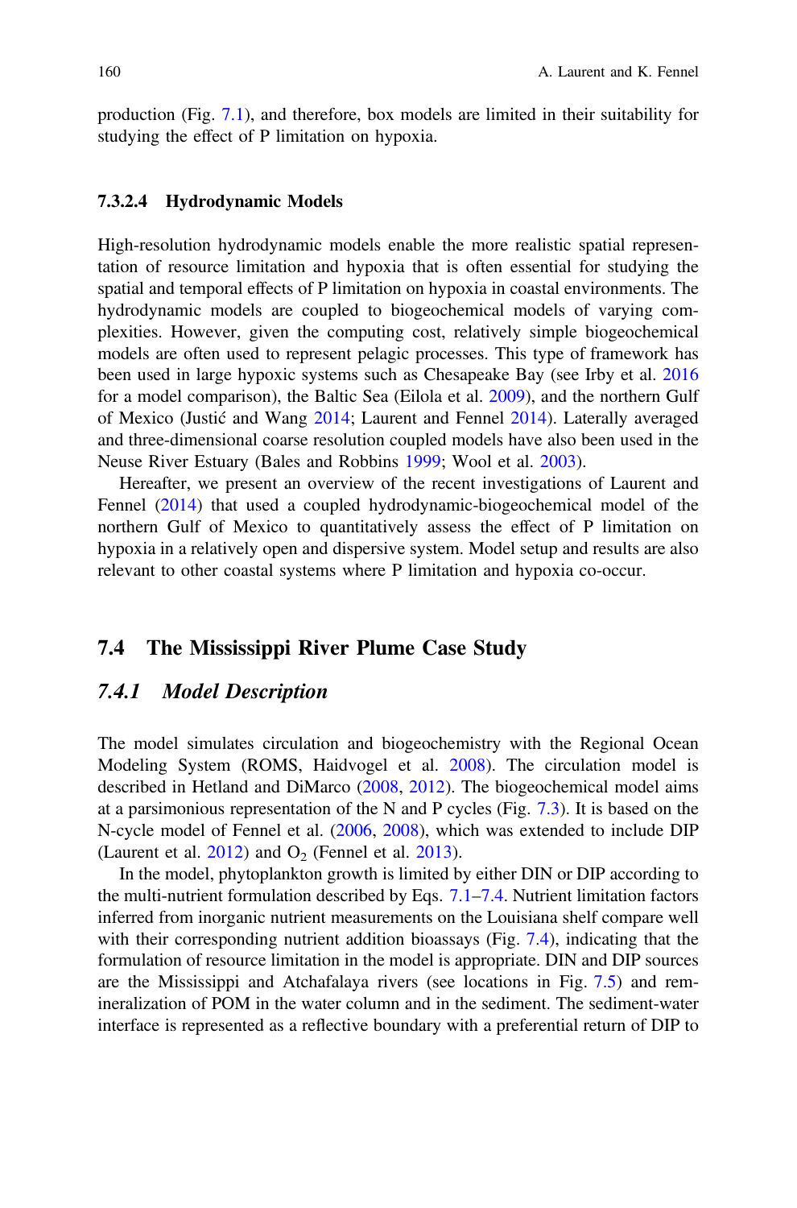production (Fig. 7.1), and therefore, box models are limited in their suitability for studying the effect of P limitation on hypoxia.

#### 7.3.2.4 Hydrodynamic Models

High-resolution hydrodynamic models enable the more realistic spatial representation of resource limitation and hypoxia that is often essential for studying the spatial and temporal effects of P limitation on hypoxia in coastal environments. The hydrodynamic models are coupled to biogeochemical models of varying complexities. However, given the computing cost, relatively simple biogeochemical models are often used to represent pelagic processes. This type of framework has been used in large hypoxic systems such as Chesapeake Bay (see Irby et al. 2016 for a model comparison), the Baltic Sea (Eilola et al. 2009), and the northern Gulf of Mexico (Justić and Wang 2014; Laurent and Fennel 2014). Laterally averaged and three-dimensional coarse resolution coupled models have also been used in the Neuse River Estuary (Bales and Robbins 1999; Wool et al. 2003).

Hereafter, we present an overview of the recent investigations of Laurent and Fennel (2014) that used a coupled hydrodynamic-biogeochemical model of the northern Gulf of Mexico to quantitatively assess the effect of P limitation on hypoxia in a relatively open and dispersive system. Model setup and results are also relevant to other coastal systems where P limitation and hypoxia co-occur.

## 7.4 The Mississippi River Plume Case Study

### *7.4.1 Model Description*

The model simulates circulation and biogeochemistry with the Regional Ocean Modeling System (ROMS, Haidvogel et al. 2008). The circulation model is described in Hetland and DiMarco (2008, 2012). The biogeochemical model aims at a parsimonious representation of the N and P cycles (Fig. 7.3). It is based on the N-cycle model of Fennel et al. (2006, 2008), which was extended to include DIP (Laurent et al. 2012) and $O_2$ (Fennel et al. 2013).

In the model, phytoplankton growth is limited by either DIN or DIP according to the multi-nutrient formulation described by Eqs. 7.1–7.4. Nutrient limitation factors inferred from inorganic nutrient measurements on the Louisiana shelf compare well with their corresponding nutrient addition bioassays (Fig. 7.4), indicating that the formulation of resource limitation in the model is appropriate. DIN and DIP sources are the Mississippi and Atchafalaya rivers (see locations in Fig. 7.5) and remineralization of POM in the water column and in the sediment. The sediment-water interface is represented as a reflective boundary with a preferential return of DIP to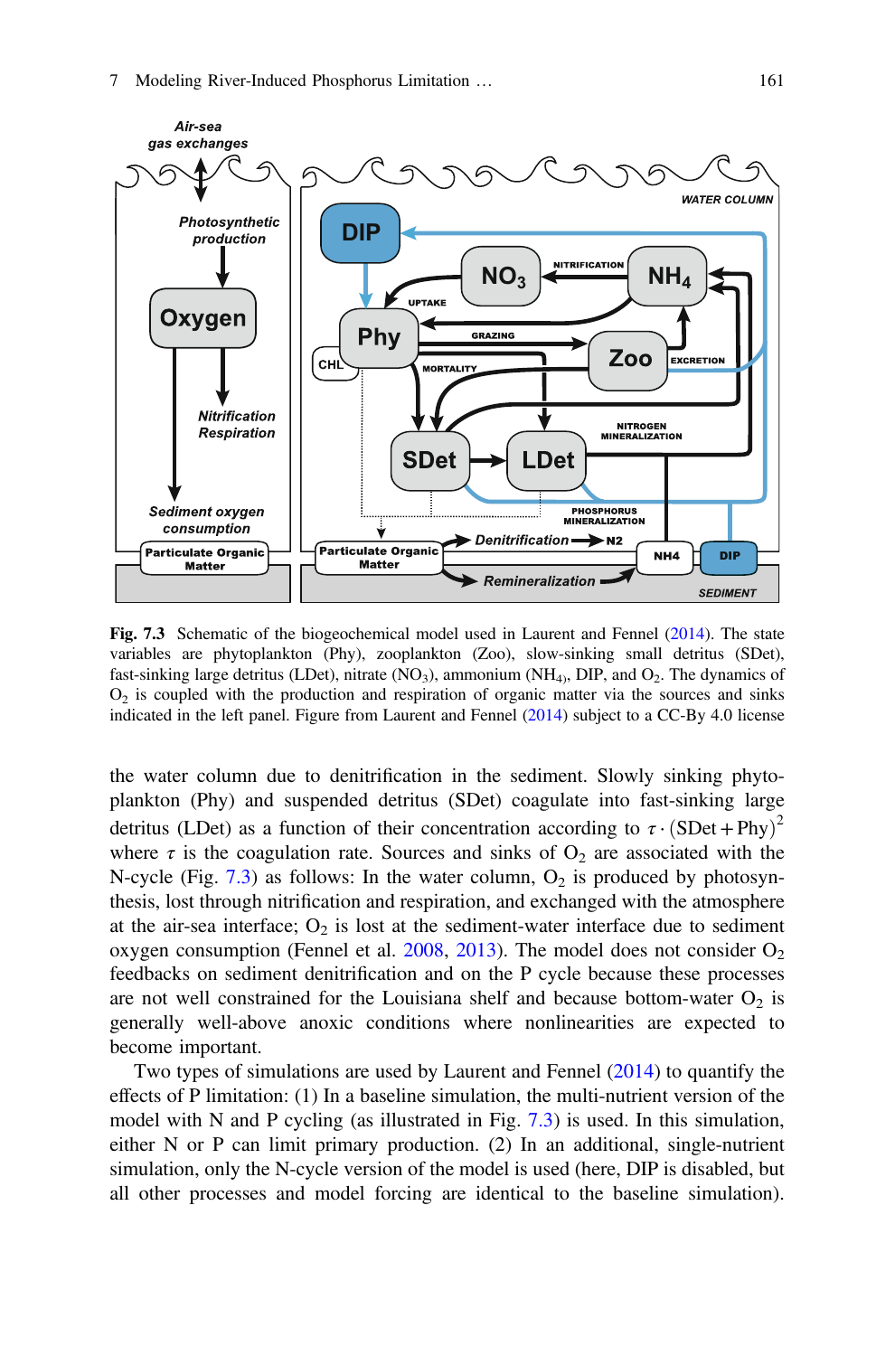**Fig. 7.3** Schematic of the biogeochemical model used in Laurent and Fennel (2014). The state variables are phytoplankton (Phy), zooplankton (Zoo), slow-sinking small detritus (SDet), fast-sinking large detritus (LDet), nitrate ($NO_3$), ammonium ($NH_4$), DIP, and $O_2$. The dynamics of $O_2$ is coupled with the production and respiration of organic matter via the sources and sinks indicated in the left panel. Figure from Laurent and Fennel (2014) subject to a CC-By 4.0 license

the water column due to denitrification in the sediment. Slowly sinking phytoplankton (Phy) and suspended detritus (SDet) coagulate into fast-sinking large detritus (LDet) as a function of their concentration according to $\tau \cdot (\text{SDet} + \text{Phy})^2$ where $\tau$ is the coagulation rate. Sources and sinks of $O_2$ are associated with the N-cycle (Fig. 7.3) as follows: In the water column, $O_2$ is produced by photosynthesis, lost through nitrification and respiration, and exchanged with the atmosphere at the air-sea interface; $O_2$ is lost at the sediment-water interface due to sediment oxygen consumption (Fennel et al. 2008, 2013). The model does not consider $O_2$ feedbacks on sediment denitrification and on the P cycle because these processes are not well constrained for the Louisiana shelf and because bottom-water $O_2$ is generally well-above anoxic conditions where nonlinearities are expected to become important.

Two types of simulations are used by Laurent and Fennel (2014) to quantify the effects of P limitation: (1) In a baseline simulation, the multi-nutrient version of the model with N and P cycling (as illustrated in Fig. 7.3) is used. In this simulation, either N or P can limit primary production. (2) In an additional, single-nutrient simulation, only the N-cycle version of the model is used (here, DIP is disabled, but all other processes and model forcing are identical to the baseline simulation).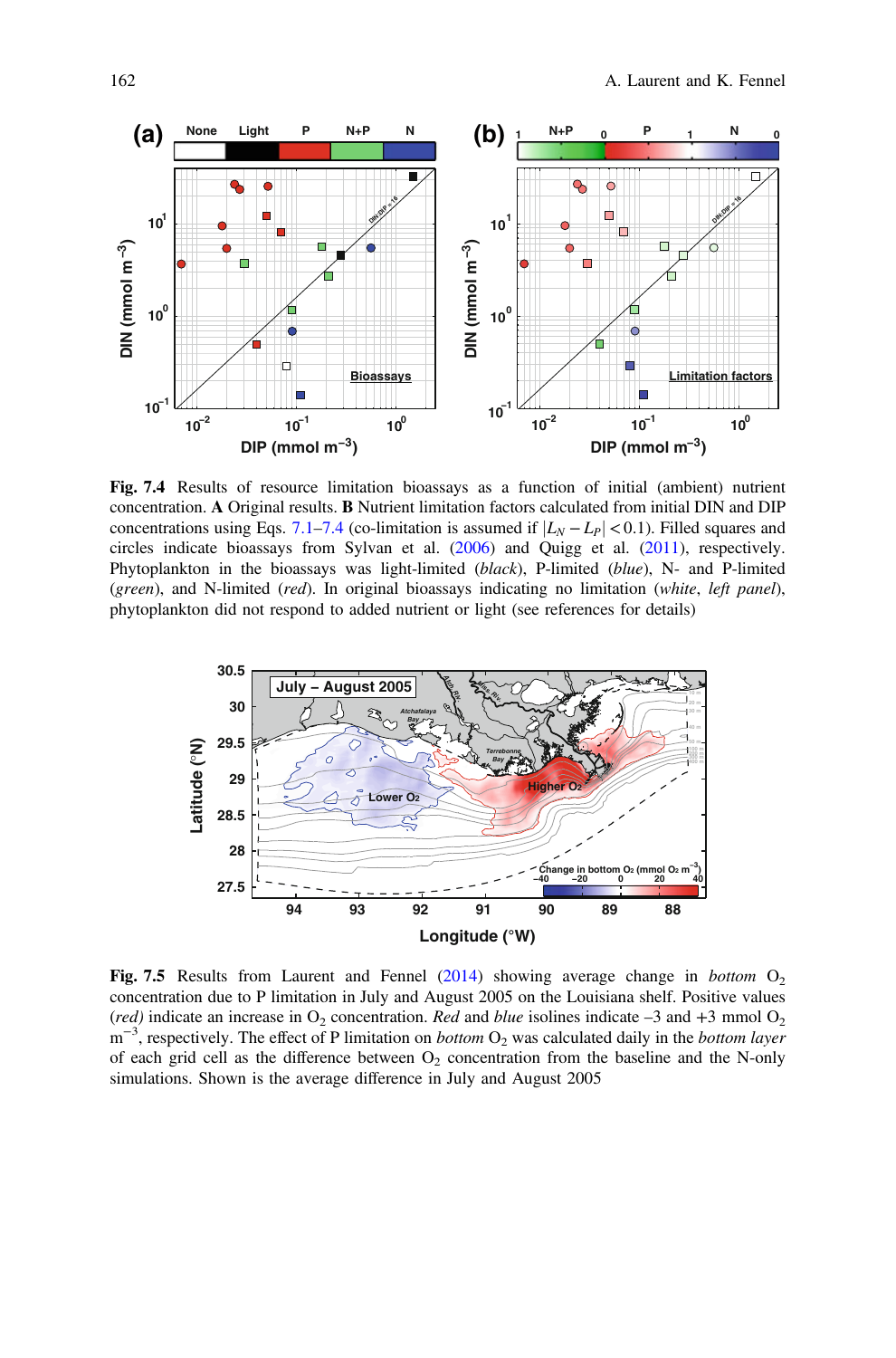**Fig. 7.4** Results of resource limitation bioassays as a function of initial (ambient) nutrient concentration. **A** Original results. **B** Nutrient limitation factors calculated from initial DIN and DIP concentrations using Eqs. 7.1–7.4 (co-limitation is assumed if $|L_N - L_P| < 0.1$). Filled squares and circles indicate bioassays from Sylvan et al. (2006) and Quigg et al. (2011), respectively. Phytoplankton in the bioassays was light-limited (*black*), P-limited (*blue*), N- and P-limited (*green*), and N-limited (*red*). In original bioassays indicating no limitation (*white*, *left panel*), phytoplankton did not respond to added nutrient or light (see references for details)

**Fig. 7.5** Results from Laurent and Fennel (2014) showing average change in *bottom* $O_2$ concentration due to P limitation in July and August 2005 on the Louisiana shelf. Positive values (*red*) indicate an increase in $O_2$ concentration. *Red* and *blue* isolines indicate –3 and +3 mmol $O_2$ $m^{-3}$, respectively. The effect of P limitation on *bottom* $O_2$ was calculated daily in the *bottom layer* of each grid cell as the difference between $O_2$ concentration from the baseline and the N-only simulations. Shown is the average difference in July and August 2005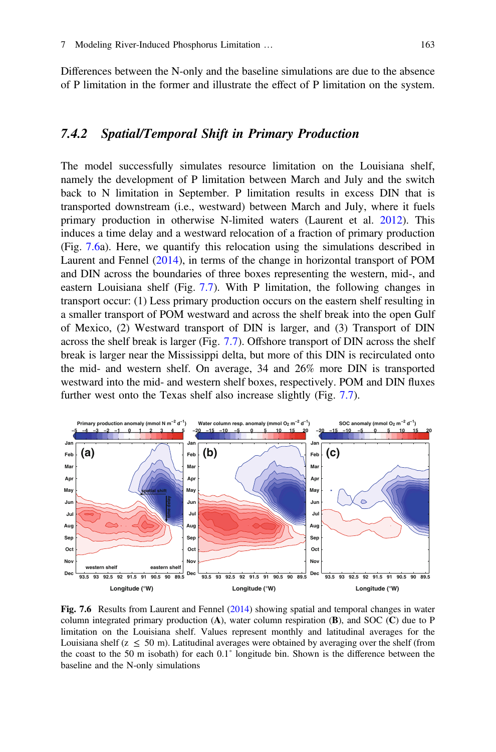Differences between the N-only and the baseline simulations are due to the absence of P limitation in the former and illustrate the effect of P limitation on the system.

### 7.4.2 *Spatial/Temporal Shift in Primary Production*

The model successfully simulates resource limitation on the Louisiana shelf, namely the development of P limitation between March and July and the switch back to N limitation in September. P limitation results in excess DIN that is transported downstream (i.e., westward) between March and July, where it fuels primary production in otherwise N-limited waters (Laurent et al. 2012). This induces a time delay and a westward relocation of a fraction of primary production (Fig. 7.6a). Here, we quantify this relocation using the simulations described in Laurent and Fennel (2014), in terms of the change in horizontal transport of POM and DIN across the boundaries of three boxes representing the western, mid-, and eastern Louisiana shelf (Fig. 7.7). With P limitation, the following changes in transport occur: (1) Less primary production occurs on the eastern shelf resulting in a smaller transport of POM westward and across the shelf break into the open Gulf of Mexico, (2) Westward transport of DIN is larger, and (3) Transport of DIN across the shelf break is larger (Fig. 7.7). Offshore transport of DIN across the shelf break is larger near the Mississippi delta, but more of this DIN is recirculated onto the mid- and western shelf. On average, 34 and 26% more DIN is transported westward into the mid- and western shelf boxes, respectively. POM and DIN fluxes further west onto the Texas shelf also increase slightly (Fig. 7.7).

**Fig. 7.6** Results from Laurent and Fennel (2014) showing spatial and temporal changes in water column integrated primary production (**A**), water column respiration (**B**), and SOC (**C**) due to P limitation on the Louisiana shelf. Values represent monthly and latitudinal averages for the Louisiana shelf ($z \leq 50$ m). Latitudinal averages were obtained by averaging over the shelf (from the coast to the 50 m isobath) for each 0.1° longitude bin. Shown is the difference between the baseline and the N-only simulations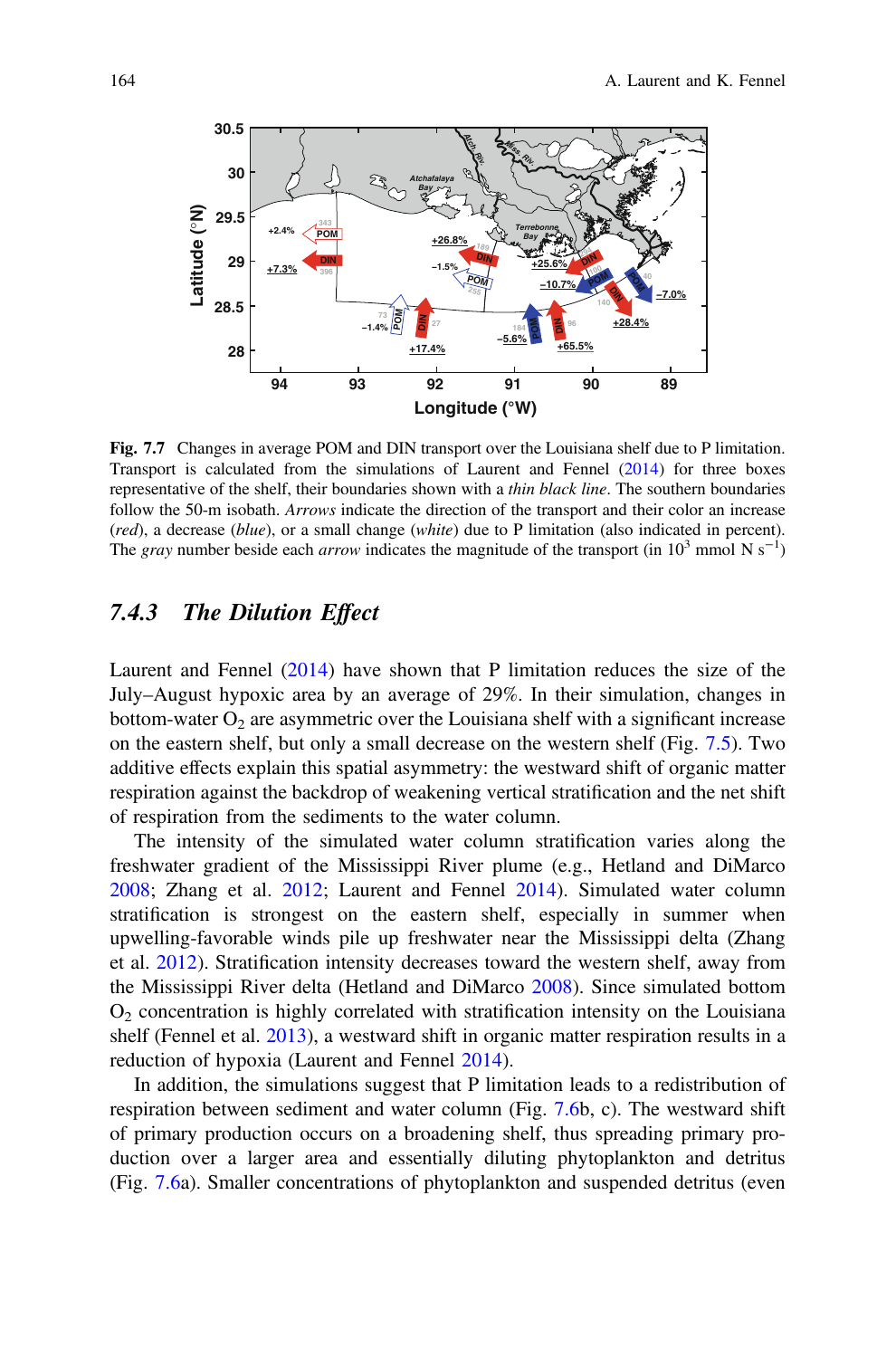Fig. 7.7 Changes in average POM and DIN transport over the Louisiana shelf due to P limitation. Transport is calculated from the simulations of Laurent and Fennel (2014) for three boxes representative of the shelf, their boundaries shown with a *thin black line*. The southern boundaries follow the 50-m isobath. *Arrows* indicate the direction of the transport and their color an increase (*red*), a decrease (*blue*), or a small change (*white*) due to P limitation (also indicated in percent). The *gray* number beside each *arrow* indicates the magnitude of the transport (in $10^3$ mmol N $s^{-1}$)

### 7.4.3 The Dilution Effect

Laurent and Fennel (2014) have shown that P limitation reduces the size of the July–August hypoxic area by an average of 29%. In their simulation, changes in bottom-water $O_2$ are asymmetric over the Louisiana shelf with a significant increase on the eastern shelf, but only a small decrease on the western shelf (Fig. 7.5). Two additive effects explain this spatial asymmetry: the westward shift of organic matter respiration against the backdrop of weakening vertical stratification and the net shift of respiration from the sediments to the water column.

The intensity of the simulated water column stratification varies along the freshwater gradient of the Mississippi River plume (e.g., Hetland and DiMarco 2008; Zhang et al. 2012; Laurent and Fennel 2014). Simulated water column stratification is strongest on the eastern shelf, especially in summer when upwelling-favorable winds pile up freshwater near the Mississippi delta (Zhang et al. 2012). Stratification intensity decreases toward the western shelf, away from the Mississippi River delta (Hetland and DiMarco 2008). Since simulated bottom $O_2$ concentration is highly correlated with stratification intensity on the Louisiana shelf (Fennel et al. 2013), a westward shift in organic matter respiration results in a reduction of hypoxia (Laurent and Fennel 2014).

In addition, the simulations suggest that P limitation leads to a redistribution of respiration between sediment and water column (Fig. 7.6b, c). The westward shift of primary production occurs on a broadening shelf, thus spreading primary production over a larger area and essentially diluting phytoplankton and detritus (Fig. 7.6a). Smaller concentrations of phytoplankton and suspended detritus (even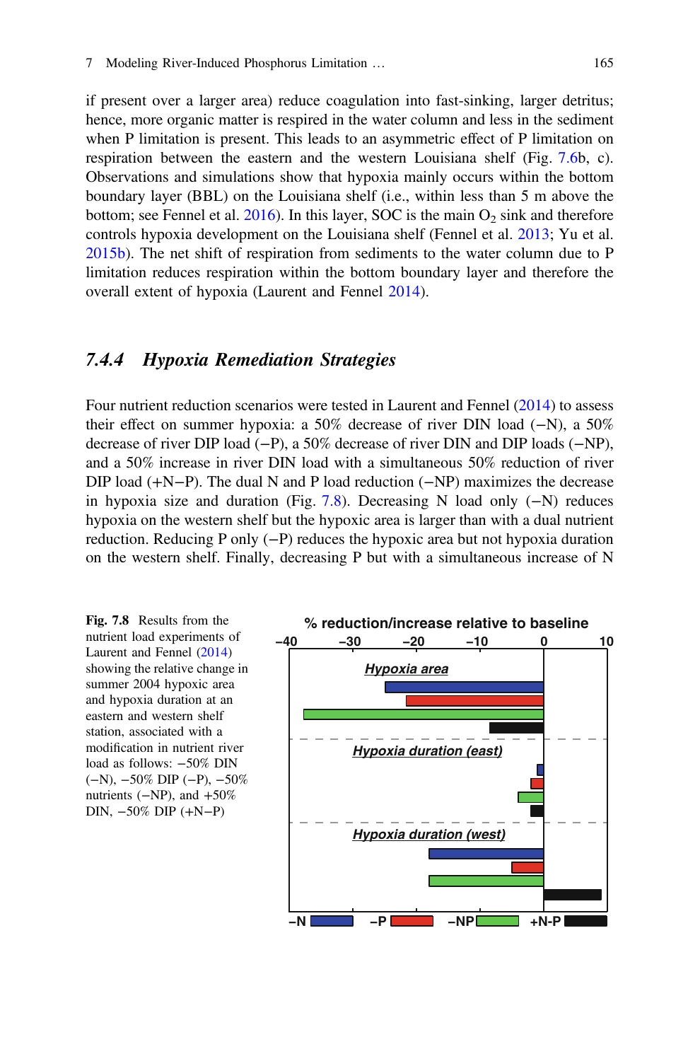if present over a larger area) reduce coagulation into fast-sinking, larger detritus; hence, more organic matter is respired in the water column and less in the sediment when P limitation is present. This leads to an asymmetric effect of P limitation on respiration between the eastern and the western Louisiana shelf (Fig. 7.6b, c). Observations and simulations show that hypoxia mainly occurs within the bottom boundary layer (BBL) on the Louisiana shelf (i.e., within less than 5 m above the bottom; see Fennel et al. 2016). In this layer, SOC is the main $O_2$ sink and therefore controls hypoxia development on the Louisiana shelf (Fennel et al. 2013; Yu et al. 2015b). The net shift of respiration from sediments to the water column due to P limitation reduces respiration within the bottom boundary layer and therefore the overall extent of hypoxia (Laurent and Fennel 2014).

### *7.4.4 Hypoxia Remediation Strategies*

Four nutrient reduction scenarios were tested in Laurent and Fennel (2014) to assess their effect on summer hypoxia: a 50% decrease of river DIN load (−N), a 50% decrease of river DIP load (−P), a 50% decrease of river DIN and DIP loads (−NP), and a 50% increase in river DIN load with a simultaneous 50% reduction of river DIP load (+N−P). The dual N and P load reduction (−NP) maximizes the decrease in hypoxia size and duration (Fig. 7.8). Decreasing N load only (−N) reduces hypoxia on the western shelf but the hypoxic area is larger than with a dual nutrient reduction. Reducing P only (−P) reduces the hypoxic area but not hypoxia duration on the western shelf. Finally, decreasing P but with a simultaneous increase of N

**Fig. 7.8** Results from the nutrient load experiments of Laurent and Fennel (2014) showing the relative change in summer 2004 hypoxic area and hypoxia duration at an eastern and western shelf station, associated with a modification in nutrient river load as follows: −50% DIN (−N), −50% DIP (−P), −50% nutrients (−NP), and +50% DIN, −50% DIP (+N−P)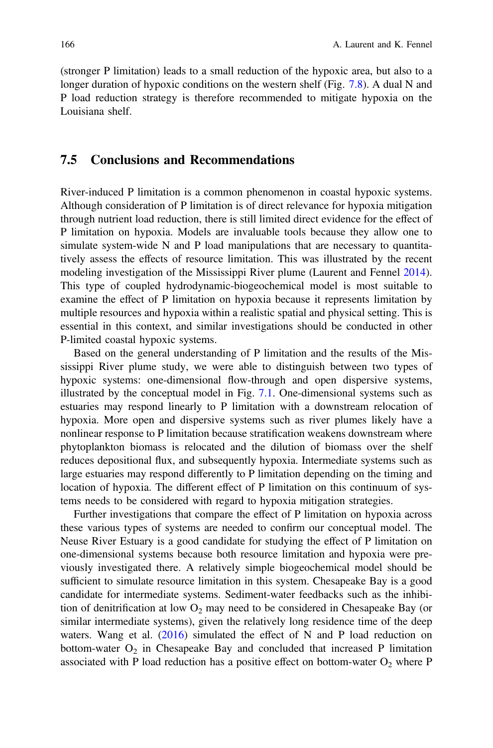(stronger P limitation) leads to a small reduction of the hypoxic area, but also to a longer duration of hypoxic conditions on the western shelf (Fig. 7.8). A dual N and P load reduction strategy is therefore recommended to mitigate hypoxia on the Louisiana shelf.

## 7.5 Conclusions and Recommendations

River-induced P limitation is a common phenomenon in coastal hypoxic systems. Although consideration of P limitation is of direct relevance for hypoxia mitigation through nutrient load reduction, there is still limited direct evidence for the effect of P limitation on hypoxia. Models are invaluable tools because they allow one to simulate system-wide N and P load manipulations that are necessary to quantitatively assess the effects of resource limitation. This was illustrated by the recent modeling investigation of the Mississippi River plume (Laurent and Fennel 2014). This type of coupled hydrodynamic-biogeochemical model is most suitable to examine the effect of P limitation on hypoxia because it represents limitation by multiple resources and hypoxia within a realistic spatial and physical setting. This is essential in this context, and similar investigations should be conducted in other P-limited coastal hypoxic systems.

Based on the general understanding of P limitation and the results of the Mississippi River plume study, we were able to distinguish between two types of hypoxic systems: one-dimensional flow-through and open dispersive systems, illustrated by the conceptual model in Fig. 7.1. One-dimensional systems such as estuaries may respond linearly to P limitation with a downstream relocation of hypoxia. More open and dispersive systems such as river plumes likely have a nonlinear response to P limitation because stratification weakens downstream where phytoplankton biomass is relocated and the dilution of biomass over the shelf reduces depositional flux, and subsequently hypoxia. Intermediate systems such as large estuaries may respond differently to P limitation depending on the timing and location of hypoxia. The different effect of P limitation on this continuum of systems needs to be considered with regard to hypoxia mitigation strategies.

Further investigations that compare the effect of P limitation on hypoxia across these various types of systems are needed to confirm our conceptual model. The Neuse River Estuary is a good candidate for studying the effect of P limitation on one-dimensional systems because both resource limitation and hypoxia were previously investigated there. A relatively simple biogeochemical model should be sufficient to simulate resource limitation in this system. Chesapeake Bay is a good candidate for intermediate systems. Sediment-water feedbacks such as the inhibition of denitrification at low $O_2$ may need to be considered in Chesapeake Bay (or similar intermediate systems), given the relatively long residence time of the deep waters. Wang et al. (2016) simulated the effect of N and P load reduction on bottom-water $O_2$ in Chesapeake Bay and concluded that increased P limitation associated with P load reduction has a positive effect on bottom-water $O_2$ where P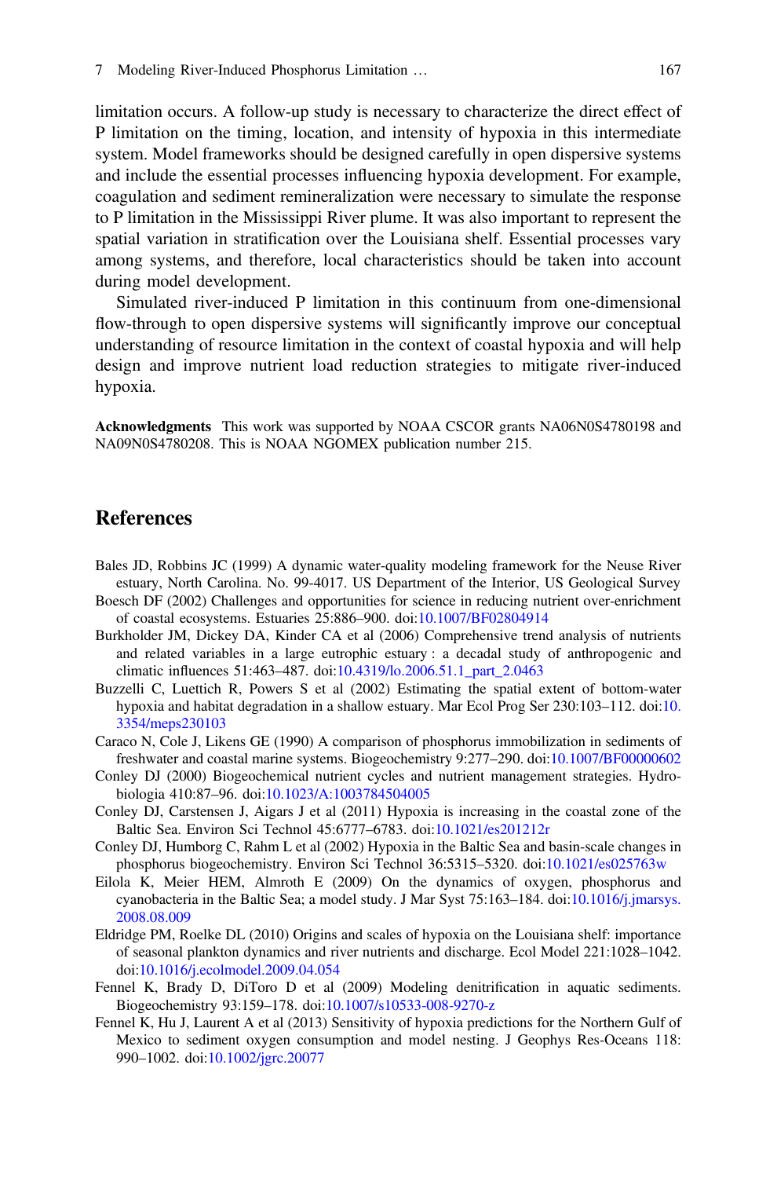limitation occurs. A follow-up study is necessary to characterize the direct effect of P limitation on the timing, location, and intensity of hypoxia in this intermediate system. Model frameworks should be designed carefully in open dispersive systems and include the essential processes influencing hypoxia development. For example, coagulation and sediment remineralization were necessary to simulate the response to P limitation in the Mississippi River plume. It was also important to represent the spatial variation in stratification over the Louisiana shelf. Essential processes vary among systems, and therefore, local characteristics should be taken into account during model development.

Simulated river-induced P limitation in this continuum from one-dimensional flow-through to open dispersive systems will significantly improve our conceptual understanding of resource limitation in the context of coastal hypoxia and will help design and improve nutrient load reduction strategies to mitigate river-induced hypoxia.

**Acknowledgments** This work was supported by NOAA CSCOR grants NA06N0S4780198 and NA09N0S4780208. This is NOAA NGOMEX publication number 215.

## References

Bales JD, Robbins JC (1999) A dynamic water-quality modeling framework for the Neuse River estuary, North Carolina. No. 99-4017. US Department of the Interior, US Geological Survey

Boesch DF (2002) Challenges and opportunities for science in reducing nutrient over-enrichment of coastal ecosystems. Estuaries 25:886–900. doi:10.1007/BF02804914

Burkholder JM, Dickey DA, Kinder CA et al (2006) Comprehensive trend analysis of nutrients and related variables in a large eutrophic estuary : a decadal study of anthropogenic and climatic influences 51:463–487. doi:10.4319/lo.2006.51.1_part_2.0463

Buzzelli C, Luettich R, Powers S et al (2002) Estimating the spatial extent of bottom-water hypoxia and habitat degradation in a shallow estuary. Mar Ecol Prog Ser 230:103–112. doi:10.3354/meps230103

Caraco N, Cole J, Likens GE (1990) A comparison of phosphorus immobilization in sediments of freshwater and coastal marine systems. Biogeochemistry 9:277–290. doi:10.1007/BF00000602

Conley DJ (2000) Biogeochemical nutrient cycles and nutrient management strategies. Hydrobiologia 410:87–96. doi:10.1023/A:1003784504005

Conley DJ, Carstensen J, Aigars J et al (2011) Hypoxia is increasing in the coastal zone of the Baltic Sea. Environ Sci Technol 45:6777–6783. doi:10.1021/es201212r

Conley DJ, Humborg C, Rahm L et al (2002) Hypoxia in the Baltic Sea and basin-scale changes in phosphorus biogeochemistry. Environ Sci Technol 36:5315–5320. doi:10.1021/es025763w

Eilola K, Meier HEM, Almroth E (2009) On the dynamics of oxygen, phosphorus and cyanobacteria in the Baltic Sea; a model study. J Mar Syst 75:163–184. doi:10.1016/j.jmarsys.2008.08.009

Eldridge PM, Roelke DL (2010) Origins and scales of hypoxia on the Louisiana shelf: importance of seasonal plankton dynamics and river nutrients and discharge. Ecol Model 221:1028–1042. doi:10.1016/j.ecolmodel.2009.04.054

Fennel K, Brady D, DiToro D et al (2009) Modeling denitrification in aquatic sediments. Biogeochemistry 93:159–178. doi:10.1007/s10533-008-9270-z

Fennel K, Hu J, Laurent A et al (2013) Sensitivity of hypoxia predictions for the Northern Gulf of Mexico to sediment oxygen consumption and model nesting. J Geophys Res-Oceans 118: 990–1002. doi:10.1002/jgrc.20077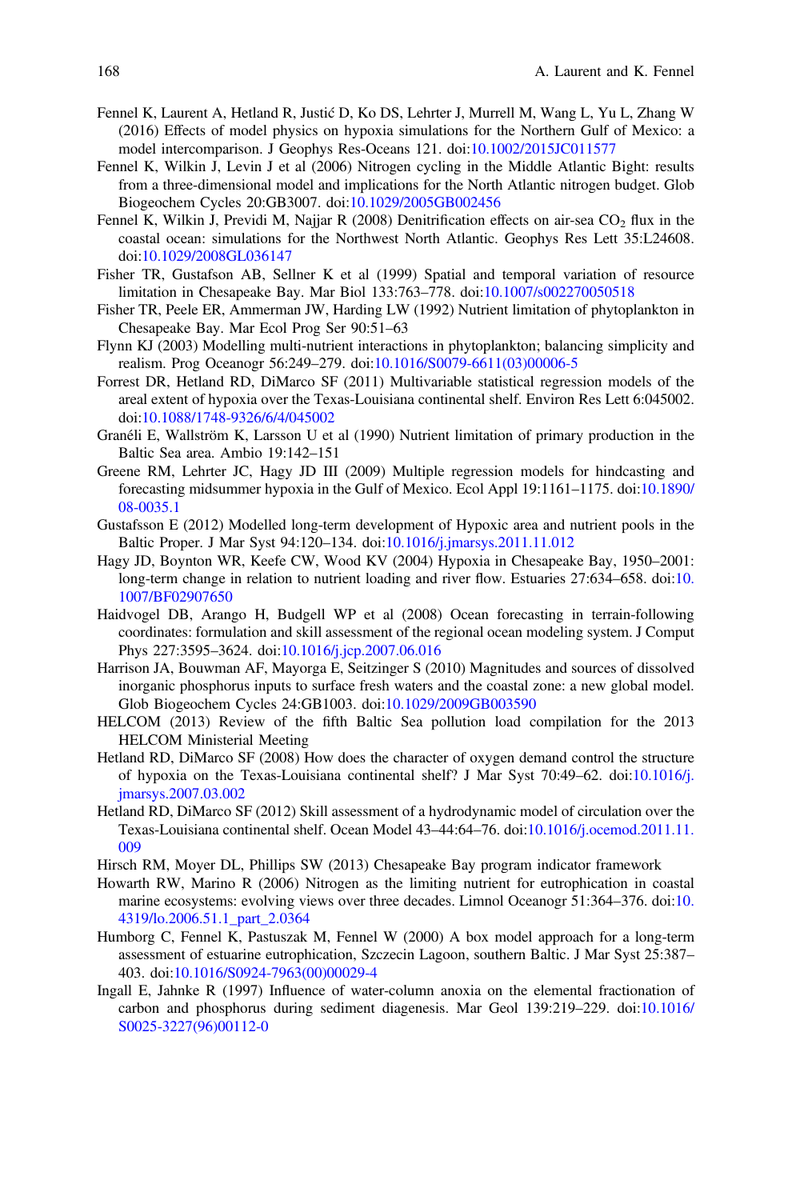Fennel K, Laurent A, Hetland R, Justić D, Ko DS, Lehrter J, Murrell M, Wang L, Yu L, Zhang W (2016) Effects of model physics on hypoxia simulations for the Northern Gulf of Mexico: a model intercomparison. J Geophys Res-Oceans 121. doi:10.1002/2015JC011577

Fennel K, Wilkin J, Levin J et al (2006) Nitrogen cycling in the Middle Atlantic Bight: results from a three-dimensional model and implications for the North Atlantic nitrogen budget. Glob Biogeochem Cycles 20:GB3007. doi:10.1029/2005GB002456

Fennel K, Wilkin J, Previdi M, Najjar R (2008) Denitrification effects on air-sea $CO_2$ flux in the coastal ocean: simulations for the Northwest North Atlantic. Geophys Res Lett 35:L24608. doi:10.1029/2008GL036147

Fisher TR, Gustafson AB, Sellner K et al (1999) Spatial and temporal variation of resource limitation in Chesapeake Bay. Mar Biol 133:763–778. doi:10.1007/s002270050518

Fisher TR, Peele ER, Ammerman JW, Harding LW (1992) Nutrient limitation of phytoplankton in Chesapeake Bay. Mar Ecol Prog Ser 90:51–63

Flynn KJ (2003) Modelling multi-nutrient interactions in phytoplankton; balancing simplicity and realism. Prog Oceanogr 56:249–279. doi:10.1016/S0079-6611(03)00006-5

Forrest DR, Hetland RD, DiMarco SF (2011) Multivariable statistical regression models of the areal extent of hypoxia over the Texas-Louisiana continental shelf. Environ Res Lett 6:045002. doi:10.1088/1748-9326/6/4/045002

Granéli E, Wallström K, Larsson U et al (1990) Nutrient limitation of primary production in the Baltic Sea area. Ambio 19:142–151

Greene RM, Lehrter JC, Hagy JD III (2009) Multiple regression models for hindcasting and forecasting midsummer hypoxia in the Gulf of Mexico. Ecol Appl 19:1161–1175. doi:10.1890/08-0035.1

Gustafsson E (2012) Modelled long-term development of Hypoxic area and nutrient pools in the Baltic Proper. J Mar Syst 94:120–134. doi:10.1016/j.jmarsys.2011.11.012

Hagy JD, Boynton WR, Keefe CW, Wood KV (2004) Hypoxia in Chesapeake Bay, 1950–2001: long-term change in relation to nutrient loading and river flow. Estuaries 27:634–658. doi:10.1007/BF02907650

Haidvogel DB, Arango H, Budgell WP et al (2008) Ocean forecasting in terrain-following coordinates: formulation and skill assessment of the regional ocean modeling system. J Comput Phys 227:3595–3624. doi:10.1016/j.jcp.2007.06.016

Harrison JA, Bouwman AF, Mayorga E, Seitzinger S (2010) Magnitudes and sources of dissolved inorganic phosphorus inputs to surface fresh waters and the coastal zone: a new global model. Glob Biogeochem Cycles 24:GB1003. doi:10.1029/2009GB003590

HELCOM (2013) Review of the fifth Baltic Sea pollution load compilation for the 2013 HELCOM Ministerial Meeting

Hetland RD, DiMarco SF (2008) How does the character of oxygen demand control the structure of hypoxia on the Texas-Louisiana continental shelf? J Mar Syst 70:49–62. doi:10.1016/j.jmarsys.2007.03.002

Hetland RD, DiMarco SF (2012) Skill assessment of a hydrodynamic model of circulation over the Texas-Louisiana continental shelf. Ocean Model 43–44:64–76. doi:10.1016/j.ocemod.2011.11.009

Hirsch RM, Moyer DL, Phillips SW (2013) Chesapeake Bay program indicator framework

Howarth RW, Marino R (2006) Nitrogen as the limiting nutrient for eutrophication in coastal marine ecosystems: evolving views over three decades. Limnol Oceanogr 51:364–376. doi:10.4319/lo.2006.51.1_part_2.0364

Humborg C, Fennel K, Pastuszak M, Fennel W (2000) A box model approach for a long-term assessment of estuarine eutrophication, Szczecin Lagoon, southern Baltic. J Mar Syst 25:387–403. doi:10.1016/S0924-7963(00)00029-4

Ingall E, Jahnke R (1997) Influence of water-column anoxia on the elemental fractionation of carbon and phosphorus during sediment diagenesis. Mar Geol 139:219–229. doi:10.1016/S0025-3227(96)00112-0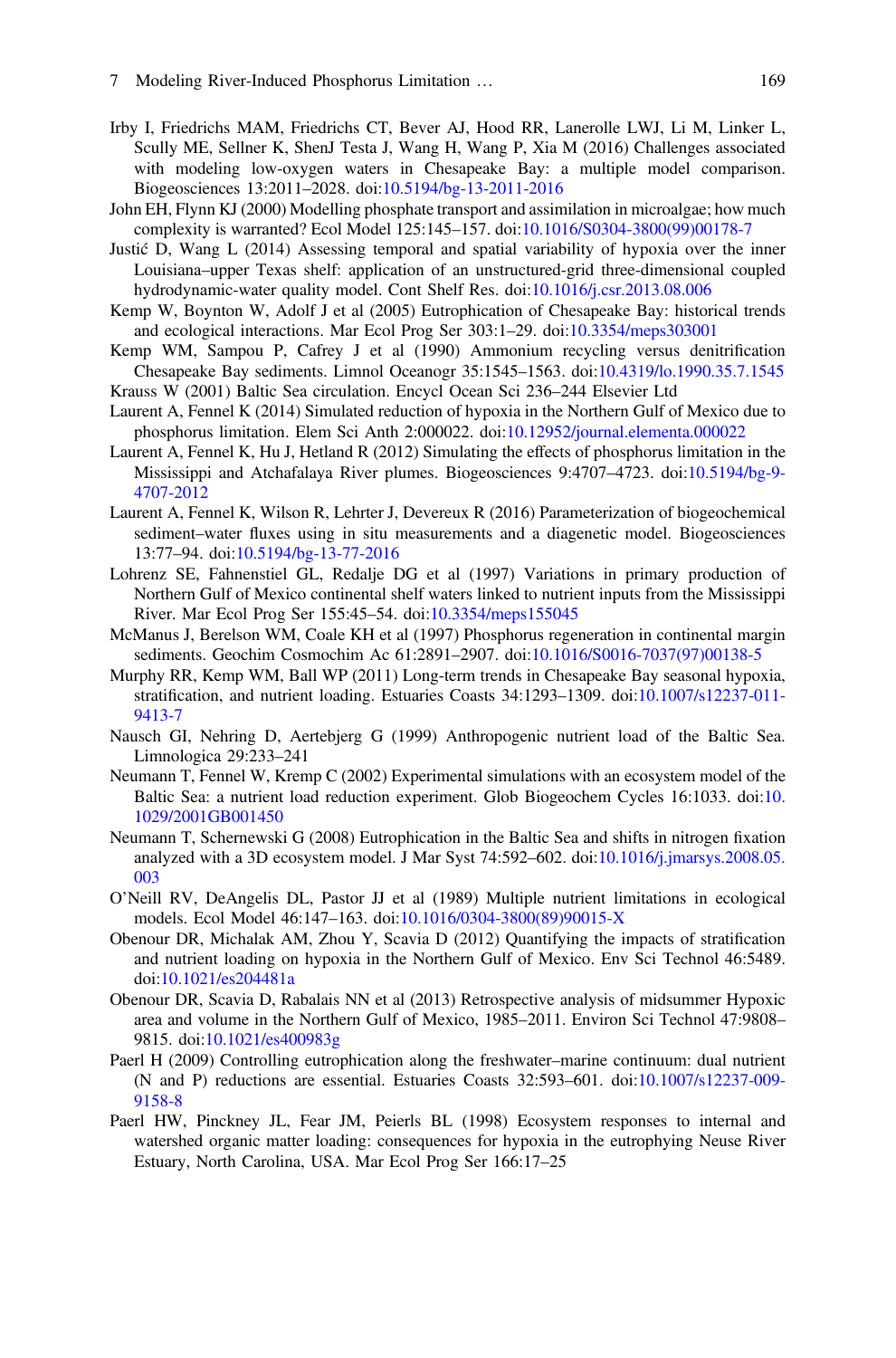Irby I, Friedrichs MAM, Friedrichs CT, Bever AJ, Hood RR, Lanerolle LWJ, Li M, Linker L, Scully ME, Sellner K, ShenJ Testa J, Wang H, Wang P, Xia M (2016) Challenges associated with modeling low-oxygen waters in Chesapeake Bay: a multiple model comparison. Biogeosciences 13:2011–2028. doi:10.5194/bg-13-2011-2016

John EH, Flynn KJ (2000) Modelling phosphate transport and assimilation in microalgae; how much complexity is warranted? Ecol Model 125:145–157. doi:10.1016/S0304-3800(99)00178-7

Justić D, Wang L (2014) Assessing temporal and spatial variability of hypoxia over the inner Louisiana–upper Texas shelf: application of an unstructured-grid three-dimensional coupled hydrodynamic-water quality model. Cont Shelf Res. doi:10.1016/j.csr.2013.08.006

Kemp W, Boynton W, Adolf J et al (2005) Eutrophication of Chesapeake Bay: historical trends and ecological interactions. Mar Ecol Prog Ser 303:1–29. doi:10.3354/meps303001

Kemp WM, Sampou P, Cafrey J et al (1990) Ammonium recycling versus denitrification Chesapeake Bay sediments. Limnol Oceanogr 35:1545–1563. doi:10.4319/lo.1990.35.7.1545

Krauss W (2001) Baltic Sea circulation. Encycl Ocean Sci 236–244 Elsevier Ltd

Laurent A, Fennel K (2014) Simulated reduction of hypoxia in the Northern Gulf of Mexico due to phosphorus limitation. Elem Sci Anth 2:000022. doi:10.12952/journal.elementa.000022

Laurent A, Fennel K, Hu J, Hetland R (2012) Simulating the effects of phosphorus limitation in the Mississippi and Atchafalaya River plumes. Biogeosciences 9:4707–4723. doi:10.5194/bg-9-4707-2012

Laurent A, Fennel K, Wilson R, Lehrter J, Devereux R (2016) Parameterization of biogeochemical sediment–water fluxes using in situ measurements and a diagenetic model. Biogeosciences 13:77–94. doi:10.5194/bg-13-77-2016

Lohrenz SE, Fahnenstiel GL, Redalje DG et al (1997) Variations in primary production of Northern Gulf of Mexico continental shelf waters linked to nutrient inputs from the Mississippi River. Mar Ecol Prog Ser 155:45–54. doi:10.3354/meps155045

McManus J, Berelson WM, Coale KH et al (1997) Phosphorus regeneration in continental margin sediments. Geochim Cosmochim Ac 61:2891–2907. doi:10.1016/S0016-7037(97)00138-5

Murphy RR, Kemp WM, Ball WP (2011) Long-term trends in Chesapeake Bay seasonal hypoxia, stratification, and nutrient loading. Estuaries Coasts 34:1293–1309. doi:10.1007/s12237-011-9413-7

Nausch GI, Nehring D, Aertebjerg G (1999) Anthropogenic nutrient load of the Baltic Sea. Limnologica 29:233–241

Neumann T, Fennel W, Kremp C (2002) Experimental simulations with an ecosystem model of the Baltic Sea: a nutrient load reduction experiment. Glob Biogeochem Cycles 16:1033. doi:10.1029/2001GB001450

Neumann T, Schernewski G (2008) Eutrophication in the Baltic Sea and shifts in nitrogen fixation analyzed with a 3D ecosystem model. J Mar Syst 74:592–602. doi:10.1016/j.jmarsys.2008.05.003

O'Neill RV, DeAngelis DL, Pastor JJ et al (1989) Multiple nutrient limitations in ecological models. Ecol Model 46:147–163. doi:10.1016/0304-3800(89)90015-X

Obenour DR, Michalak AM, Zhou Y, Scavia D (2012) Quantifying the impacts of stratification and nutrient loading on hypoxia in the Northern Gulf of Mexico. Env Sci Technol 46:5489. doi:10.1021/es204481a

Obenour DR, Scavia D, Rabalais NN et al (2013) Retrospective analysis of midsummer Hypoxic area and volume in the Northern Gulf of Mexico, 1985–2011. Environ Sci Technol 47:9808–9815. doi:10.1021/es400983g

Paerl H (2009) Controlling eutrophication along the freshwater–marine continuum: dual nutrient (N and P) reductions are essential. Estuaries Coasts 32:593–601. doi:10.1007/s12237-009-9158-8

Paerl HW, Pinckney JL, Fear JM, Peierls BL (1998) Ecosystem responses to internal and watershed organic matter loading: consequences for hypoxia in the eutrophying Neuse River Estuary, North Carolina, USA. Mar Ecol Prog Ser 166:17–25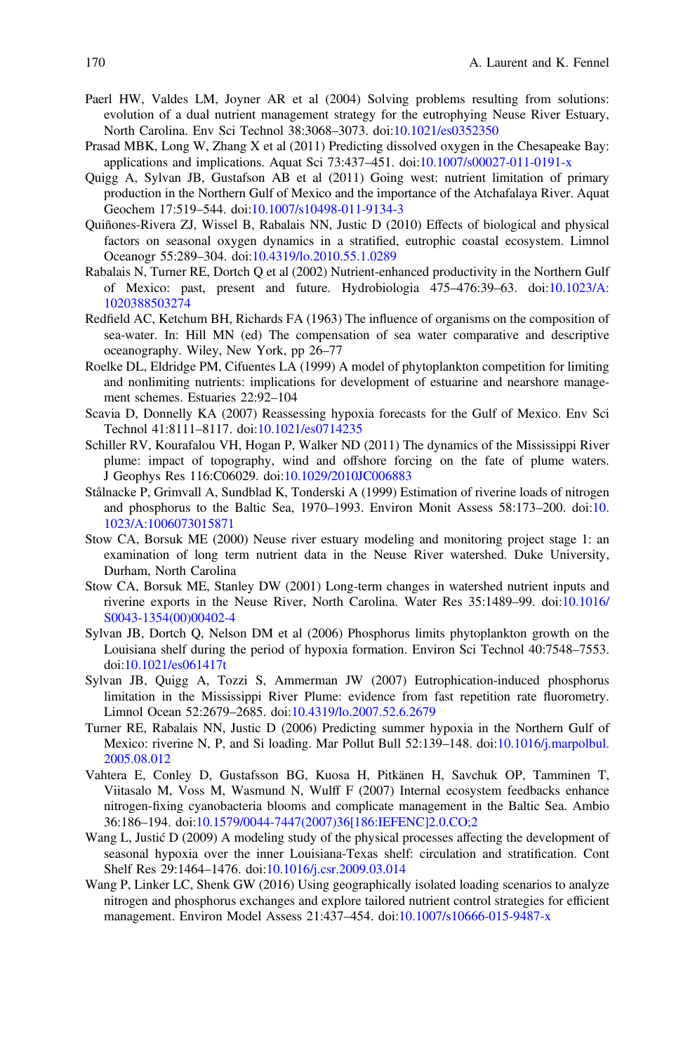Paerl HW, Valdes LM, Joyner AR et al (2004) Solving problems resulting from solutions: evolution of a dual nutrient management strategy for the eutrophying Neuse River Estuary, North Carolina. Env Sci Technol 38:3068–3073. doi:10.1021/es0352350

Prasad MBK, Long W, Zhang X et al (2011) Predicting dissolved oxygen in the Chesapeake Bay: applications and implications. Aquat Sci 73:437–451. doi:10.1007/s00027-011-0191-x

Quigg A, Sylvan JB, Gustafson AB et al (2011) Going west: nutrient limitation of primary production in the Northern Gulf of Mexico and the importance of the Atchafalaya River. Aquat Geochem 17:519–544. doi:10.1007/s10498-011-9134-3

Quiñones-Rivera ZJ, Wissel B, Rabalais NN, Justic D (2010) Effects of biological and physical factors on seasonal oxygen dynamics in a stratified, eutrophic coastal ecosystem. Limnol Oceanogr 55:289–304. doi:10.4319/lo.2010.55.1.0289

Rabalais N, Turner RE, Dortch Q et al (2002) Nutrient-enhanced productivity in the Northern Gulf of Mexico: past, present and future. Hydrobiologia 475–476:39–63. doi:10.1023/A:1020388503274

Redfield AC, Ketchum BH, Richards FA (1963) The influence of organisms on the composition of sea-water. In: Hill MN (ed) The compensation of sea water comparative and descriptive oceanography. Wiley, New York, pp 26–77

Roelke DL, Eldridge PM, Cifuentes LA (1999) A model of phytoplankton competition for limiting and nonlimiting nutrients: implications for development of estuarine and nearshore management schemes. Estuaries 22:92–104

Scavia D, Donnelly KA (2007) Reassessing hypoxia forecasts for the Gulf of Mexico. Env Sci Technol 41:8111–8117. doi:10.1021/es0714235

Schiller RV, Kourafalou VH, Hogan P, Walker ND (2011) The dynamics of the Mississippi River plume: impact of topography, wind and offshore forcing on the fate of plume waters. J Geophys Res 116:C06029. doi:10.1029/2010JC006883

Stålnacke P, Grimvall A, Sundblad K, Tonderski A (1999) Estimation of riverine loads of nitrogen and phosphorus to the Baltic Sea, 1970–1993. Environ Monit Assess 58:173–200. doi:10.1023/A:1006073015871

Stow CA, Borsuk ME (2000) Neuse river estuary modeling and monitoring project stage 1: an examination of long term nutrient data in the Neuse River watershed. Duke University, Durham, North Carolina

Stow CA, Borsuk ME, Stanley DW (2001) Long-term changes in watershed nutrient inputs and riverine exports in the Neuse River, North Carolina. Water Res 35:1489–99. doi:10.1016/S0043-1354(00)00402-4

Sylvan JB, Dortch Q, Nelson DM et al (2006) Phosphorus limits phytoplankton growth on the Louisiana shelf during the period of hypoxia formation. Environ Sci Technol 40:7548–7553. doi:10.1021/es061417t

Sylvan JB, Quigg A, Tozzi S, Ammerman JW (2007) Eutrophication-induced phosphorus limitation in the Mississippi River Plume: evidence from fast repetition rate fluorometry. Limnol Ocean 52:2679–2685. doi:10.4319/lo.2007.52.6.2679

Turner RE, Rabalais NN, Justic D (2006) Predicting summer hypoxia in the Northern Gulf of Mexico: riverine N, P, and Si loading. Mar Pollut Bull 52:139–148. doi:10.1016/j.marpolbul.2005.08.012

Vahtera E, Conley D, Gustafsson BG, Kuosa H, Pitkänen H, Savchuk OP, Tamminen T, Viitasalo M, Voss M, Wasmund N, Wulff F (2007) Internal ecosystem feedbacks enhance nitrogen-fixing cyanobacteria blooms and complicate management in the Baltic Sea. Ambio 36:186–194. doi:10.1579/0044-7447(2007)36[186:IEFENC]2.0.CO;2

Wang L, Justić D (2009) A modeling study of the physical processes affecting the development of seasonal hypoxia over the inner Louisiana-Texas shelf: circulation and stratification. Cont Shelf Res 29:1464–1476. doi:10.1016/j.csr.2009.03.014

Wang P, Linker LC, Shenk GW (2016) Using geographically isolated loading scenarios to analyze nitrogen and phosphorus exchanges and explore tailored nutrient control strategies for efficient management. Environ Model Assess 21:437–454. doi:10.1007/s10666-015-9487-x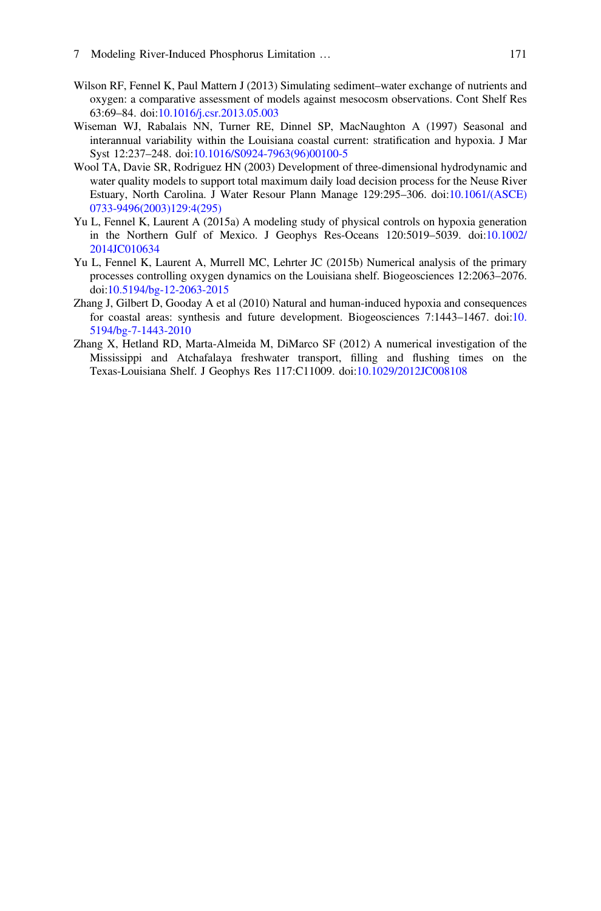Wilson RF, Fennel K, Paul Mattern J (2013) Simulating sediment–water exchange of nutrients and oxygen: a comparative assessment of models against mesocosm observations. Cont Shelf Res 63:69–84. doi:10.1016/j.csr.2013.05.003

Wiseman WJ, Rabalais NN, Turner RE, Dinnel SP, MacNaughton A (1997) Seasonal and interannual variability within the Louisiana coastal current: stratification and hypoxia. J Mar Syst 12:237–248. doi:10.1016/S0924-7963(96)00100-5

Wool TA, Davie SR, Rodriguez HN (2003) Development of three-dimensional hydrodynamic and water quality models to support total maximum daily load decision process for the Neuse River Estuary, North Carolina. J Water Resour Plann Manage 129:295–306. doi:10.1061/(ASCE)0733-9496(2003)129:4(295)

Yu L, Fennel K, Laurent A (2015a) A modeling study of physical controls on hypoxia generation in the Northern Gulf of Mexico. J Geophys Res-Oceans 120:5019–5039. doi:10.1002/2014JC010634

Yu L, Fennel K, Laurent A, Murrell MC, Lehrter JC (2015b) Numerical analysis of the primary processes controlling oxygen dynamics on the Louisiana shelf. Biogeosciences 12:2063–2076. doi:10.5194/bg-12-2063-2015

Zhang J, Gilbert D, Gooday A et al (2010) Natural and human-induced hypoxia and consequences for coastal areas: synthesis and future development. Biogeosciences 7:1443–1467. doi:10.5194/bg-7-1443-2010

Zhang X, Hetland RD, Marta-Almeida M, DiMarco SF (2012) A numerical investigation of the Mississippi and Atchafalaya freshwater transport, filling and flushing times on the Texas-Louisiana Shelf. J Geophys Res 117:C11009. doi:10.1029/2012JC008108